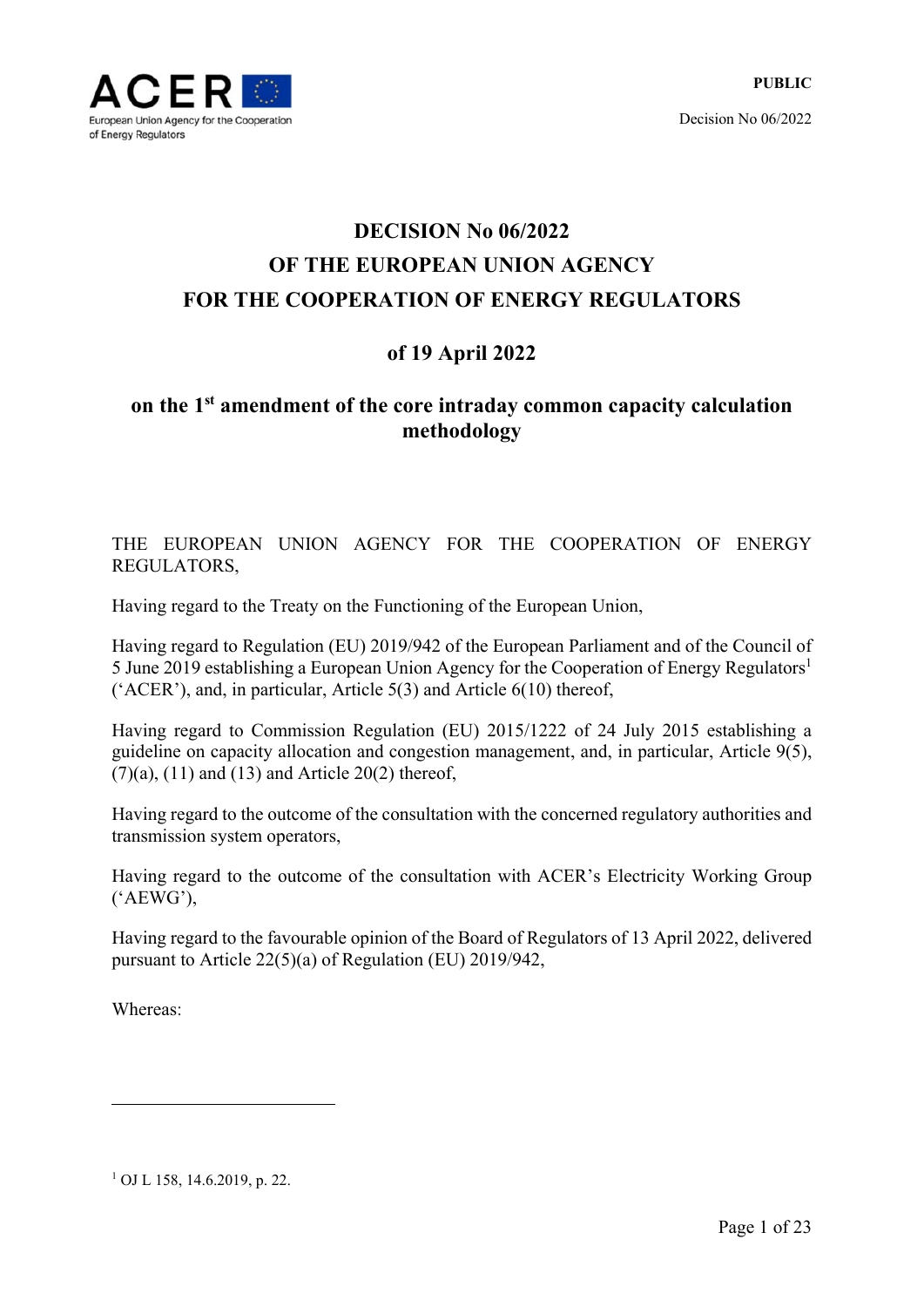# DECISION No 06/2022 OF THE EUROPEAN UNION AGENCY FOR THE COOPERATION OF ENERGY REGULATORS

## of 19 April 2022

## on the 1st amendment of the core intraday common capacity calculation methodology

THE EUROPEAN UNION AGENCY FOR THE COOPERATION OF ENERGY REGULATORS,

Having regard to the Treaty on the Functioning of the European Union,

Having regard to Regulation (EU) 2019/942 of the European Parliament and of the Council of 5 June 2019 establishing a European Union Agency for the Cooperation of Energy Regulators[1] ('ACER'), and, in particular, Article 5(3) and Article 6(10) thereof,

Having regard to Commission Regulation (EU) 2015/1222 of 24 July 2015 establishing a guideline on capacity allocation and congestion management, and, in particular, Article 9(5), (7)(a), (11) and (13) and Article 20(2) thereof,

Having regard to the outcome of the consultation with the concerned regulatory authorities and transmission system operators,

Having regard to the outcome of the consultation with ACER's Electricity Working Group ('AEWG'),

Having regard to the favourable opinion of the Board of Regulators of 13 April 2022, delivered pursuant to Article 22(5)(a) of Regulation (EU) 2019/942,

Whereas:

[1] OJ L 158, 14.6.2019, p. 22.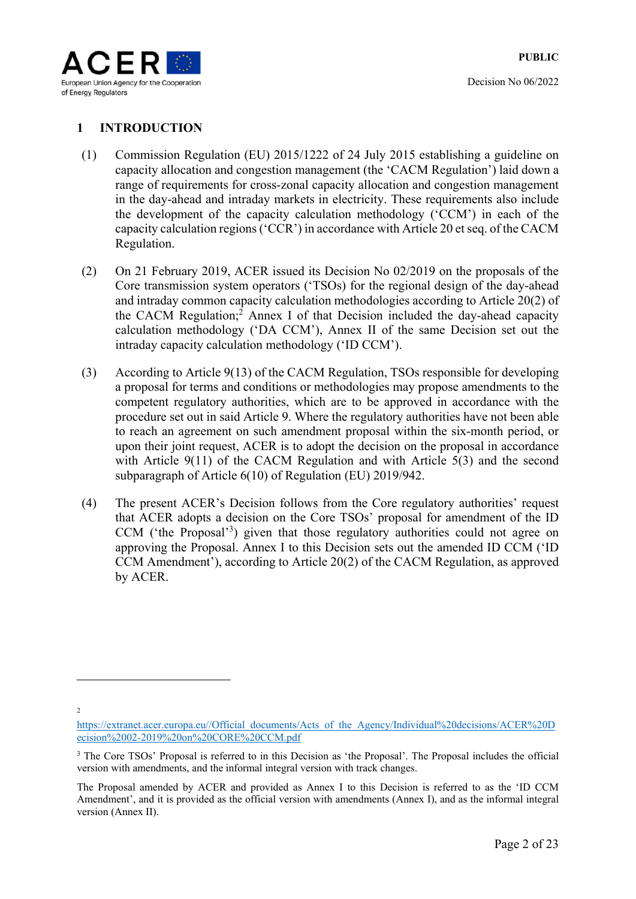# 1 INTRODUCTION

(1) Commission Regulation (EU) 2015/1222 of 24 July 2015 establishing a guideline on capacity allocation and congestion management (the 'CACM Regulation') laid down a range of requirements for cross-zonal capacity allocation and congestion management in the day-ahead and intraday markets in electricity. These requirements also include the development of the capacity calculation methodology ('CCM') in each of the capacity calculation regions ('CCR') in accordance with Article 20 et seq. of the CACM Regulation.

(2) On 21 February 2019, ACER issued its Decision No 02/2019 on the proposals of the Core transmission system operators ('TSOs') for the regional design of the day-ahead and intraday common capacity calculation methodologies according to Article 20(2) of the CACM Regulation;[2] Annex I of that Decision included the day-ahead capacity calculation methodology ('DA CCM'), Annex II of the same Decision set out the intraday capacity calculation methodology ('ID CCM').

(3) According to Article 9(13) of the CACM Regulation, TSOs responsible for developing a proposal for terms and conditions or methodologies may propose amendments to the competent regulatory authorities, which are to be approved in accordance with the procedure set out in said Article 9. Where the regulatory authorities have not been able to reach an agreement on such amendment proposal within the six-month period, or upon their joint request, ACER is to adopt the decision on the proposal in accordance with Article 9(11) of the CACM Regulation and with Article 5(3) and the second subparagraph of Article 6(10) of Regulation (EU) 2019/942.

(4) The present ACER's Decision follows from the Core regulatory authorities' request that ACER adopts a decision on the Core TSOs' proposal for amendment of the ID CCM ('the Proposal'[3]) given that those regulatory authorities could not agree on approving the Proposal. Annex I to this Decision sets out the amended ID CCM ('ID CCM Amendment'), according to Article 20(2) of the CACM Regulation, as approved by ACER.

---

[2] https://extranet.acer.europa.eu//Official_documents/Acts_of_the_Agency/Individual%20decisions/ACER%20Decision%2002-2019%20on%20CORE%20CCM.pdf

[3] The Core TSOs' Proposal is referred to in this Decision as 'the Proposal'. The Proposal includes the official version with amendments, and the informal integral version with track changes.

The Proposal amended by ACER and provided as Annex I to this Decision is referred to as the 'ID CCM Amendment', and it is provided as the official version with amendments (Annex I), and as the informal integral version (Annex II).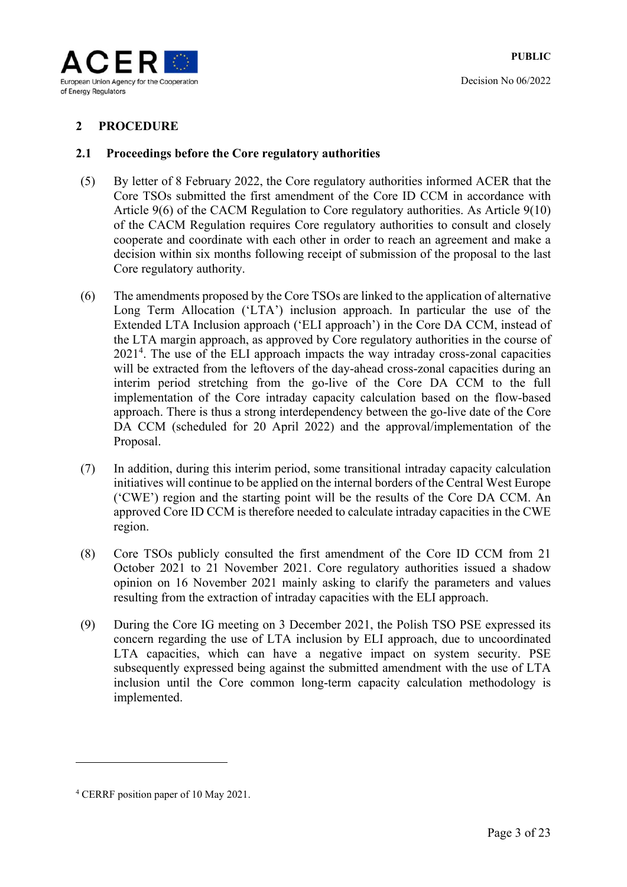## 2 PROCEDURE

### 2.1 Proceedings before the Core regulatory authorities

(5) By letter of 8 February 2022, the Core regulatory authorities informed ACER that the Core TSOs submitted the first amendment of the Core ID CCM in accordance with Article 9(6) of the CACM Regulation to Core regulatory authorities. As Article 9(10) of the CACM Regulation requires Core regulatory authorities to consult and closely cooperate and coordinate with each other in order to reach an agreement and make a decision within six months following receipt of submission of the proposal to the last Core regulatory authority.

(6) The amendments proposed by the Core TSOs are linked to the application of alternative Long Term Allocation ('LTA') inclusion approach. In particular the use of the Extended LTA Inclusion approach ('ELI approach') in the Core DA CCM, instead of the LTA margin approach, as approved by Core regulatory authorities in the course of 2021[4]. The use of the ELI approach impacts the way intraday cross-zonal capacities will be extracted from the leftovers of the day-ahead cross-zonal capacities during an interim period stretching from the go-live of the Core DA CCM to the full implementation of the Core intraday capacity calculation based on the flow-based approach. There is thus a strong interdependency between the go-live date of the Core DA CCM (scheduled for 20 April 2022) and the approval/implementation of the Proposal.

(7) In addition, during this interim period, some transitional intraday capacity calculation initiatives will continue to be applied on the internal borders of the Central West Europe ('CWE') region and the starting point will be the results of the Core DA CCM. An approved Core ID CCM is therefore needed to calculate intraday capacities in the CWE region.

(8) Core TSOs publicly consulted the first amendment of the Core ID CCM from 21 October 2021 to 21 November 2021. Core regulatory authorities issued a shadow opinion on 16 November 2021 mainly asking to clarify the parameters and values resulting from the extraction of intraday capacities with the ELI approach.

(9) During the Core IG meeting on 3 December 2021, the Polish TSO PSE expressed its concern regarding the use of LTA inclusion by ELI approach, due to uncoordinated LTA capacities, which can have a negative impact on system security. PSE subsequently expressed being against the submitted amendment with the use of LTA inclusion until the Core common long-term capacity calculation methodology is implemented.

---

[4] CERRF position paper of 10 May 2021.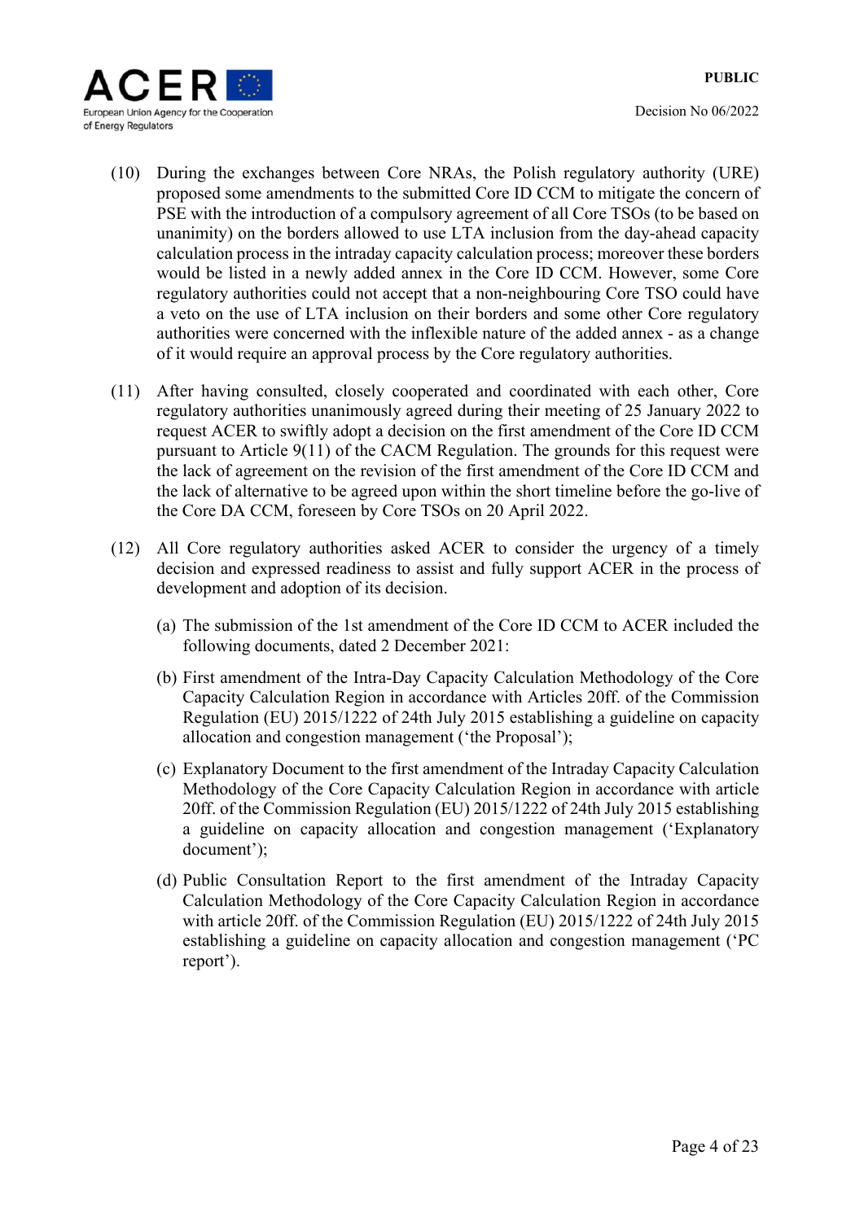(10) During the exchanges between Core NRAs, the Polish regulatory authority (URE) proposed some amendments to the submitted Core ID CCM to mitigate the concern of PSE with the introduction of a compulsory agreement of all Core TSOs (to be based on unanimity) on the borders allowed to use LTA inclusion from the day-ahead capacity calculation process in the intraday capacity calculation process; moreover these borders would be listed in a newly added annex in the Core ID CCM. However, some Core regulatory authorities could not accept that a non-neighbouring Core TSO could have a veto on the use of LTA inclusion on their borders and some other Core regulatory authorities were concerned with the inflexible nature of the added annex - as a change of it would require an approval process by the Core regulatory authorities.

(11) After having consulted, closely cooperated and coordinated with each other, Core regulatory authorities unanimously agreed during their meeting of 25 January 2022 to request ACER to swiftly adopt a decision on the first amendment of the Core ID CCM pursuant to Article 9(11) of the CACM Regulation. The grounds for this request were the lack of agreement on the revision of the first amendment of the Core ID CCM and the lack of alternative to be agreed upon within the short timeline before the go-live of the Core DA CCM, foreseen by Core TSOs on 20 April 2022.

(12) All Core regulatory authorities asked ACER to consider the urgency of a timely decision and expressed readiness to assist and fully support ACER in the process of development and adoption of its decision.

(a) The submission of the 1st amendment of the Core ID CCM to ACER included the following documents, dated 2 December 2021:

(b) First amendment of the Intra-Day Capacity Calculation Methodology of the Core Capacity Calculation Region in accordance with Articles 20ff. of the Commission Regulation (EU) 2015/1222 of 24th July 2015 establishing a guideline on capacity allocation and congestion management ('the Proposal');

(c) Explanatory Document to the first amendment of the Intraday Capacity Calculation Methodology of the Core Capacity Calculation Region in accordance with article 20ff. of the Commission Regulation (EU) 2015/1222 of 24th July 2015 establishing a guideline on capacity allocation and congestion management ('Explanatory document');

(d) Public Consultation Report to the first amendment of the Intraday Capacity Calculation Methodology of the Core Capacity Calculation Region in accordance with article 20ff. of the Commission Regulation (EU) 2015/1222 of 24th July 2015 establishing a guideline on capacity allocation and congestion management ('PC report').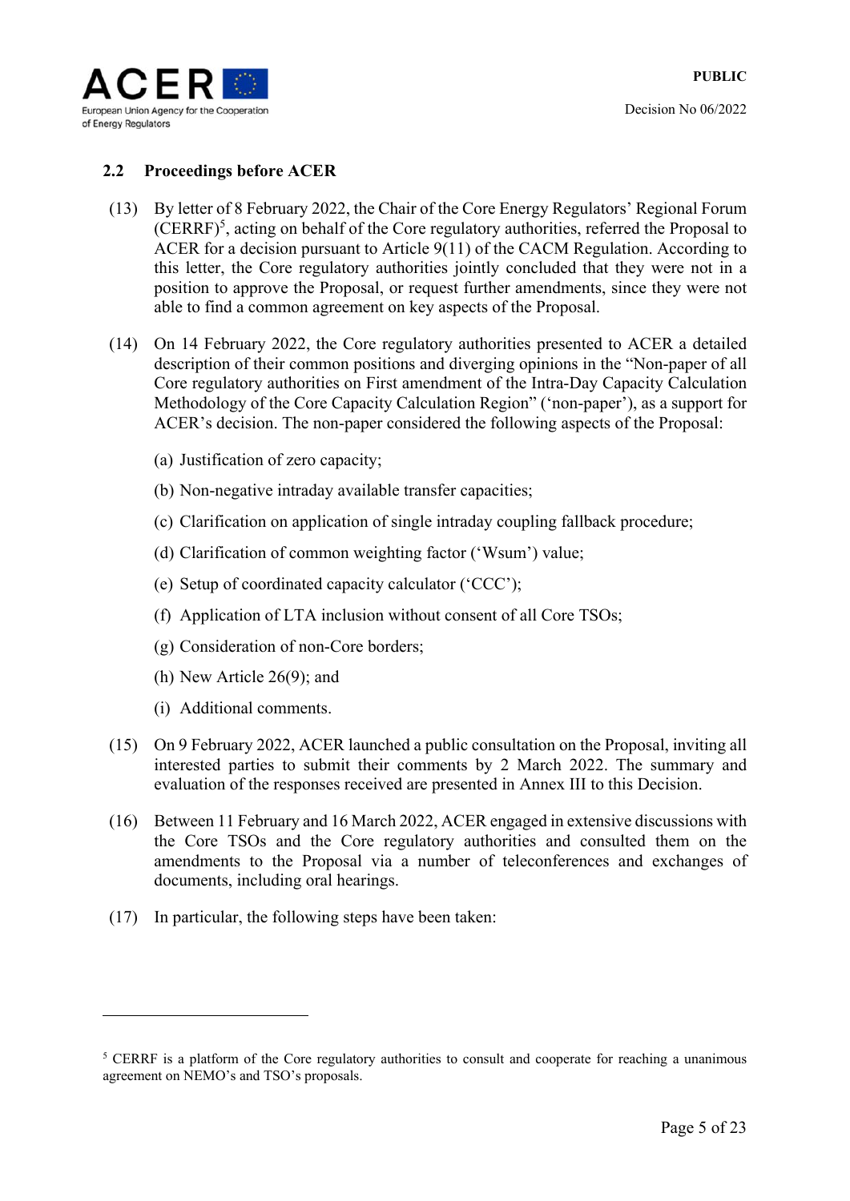## 2.2 Proceedings before ACER

(13) By letter of 8 February 2022, the Chair of the Core Energy Regulators' Regional Forum (CERRF)[5], acting on behalf of the Core regulatory authorities, referred the Proposal to ACER for a decision pursuant to Article 9(11) of the CACM Regulation. According to this letter, the Core regulatory authorities jointly concluded that they were not in a position to approve the Proposal, or request further amendments, since they were not able to find a common agreement on key aspects of the Proposal.

(14) On 14 February 2022, the Core regulatory authorities presented to ACER a detailed description of their common positions and diverging opinions in the "Non-paper of all Core regulatory authorities on First amendment of the Intra-Day Capacity Calculation Methodology of the Core Capacity Calculation Region" ('non-paper'), as a support for ACER's decision. The non-paper considered the following aspects of the Proposal:

(a) Justification of zero capacity;

(b) Non-negative intraday available transfer capacities;

(c) Clarification on application of single intraday coupling fallback procedure;

(d) Clarification of common weighting factor ('Wsum') value;

(e) Setup of coordinated capacity calculator ('CCC');

(f) Application of LTA inclusion without consent of all Core TSOs;

(g) Consideration of non-Core borders;

(h) New Article 26(9); and

(i) Additional comments.

(15) On 9 February 2022, ACER launched a public consultation on the Proposal, inviting all interested parties to submit their comments by 2 March 2022. The summary and evaluation of the responses received are presented in Annex III to this Decision.

(16) Between 11 February and 16 March 2022, ACER engaged in extensive discussions with the Core TSOs and the Core regulatory authorities and consulted them on the amendments to the Proposal via a number of teleconferences and exchanges of documents, including oral hearings.

(17) In particular, the following steps have been taken:

---

[5] CERRF is a platform of the Core regulatory authorities to consult and cooperate for reaching a unanimous agreement on NEMO's and TSO's proposals.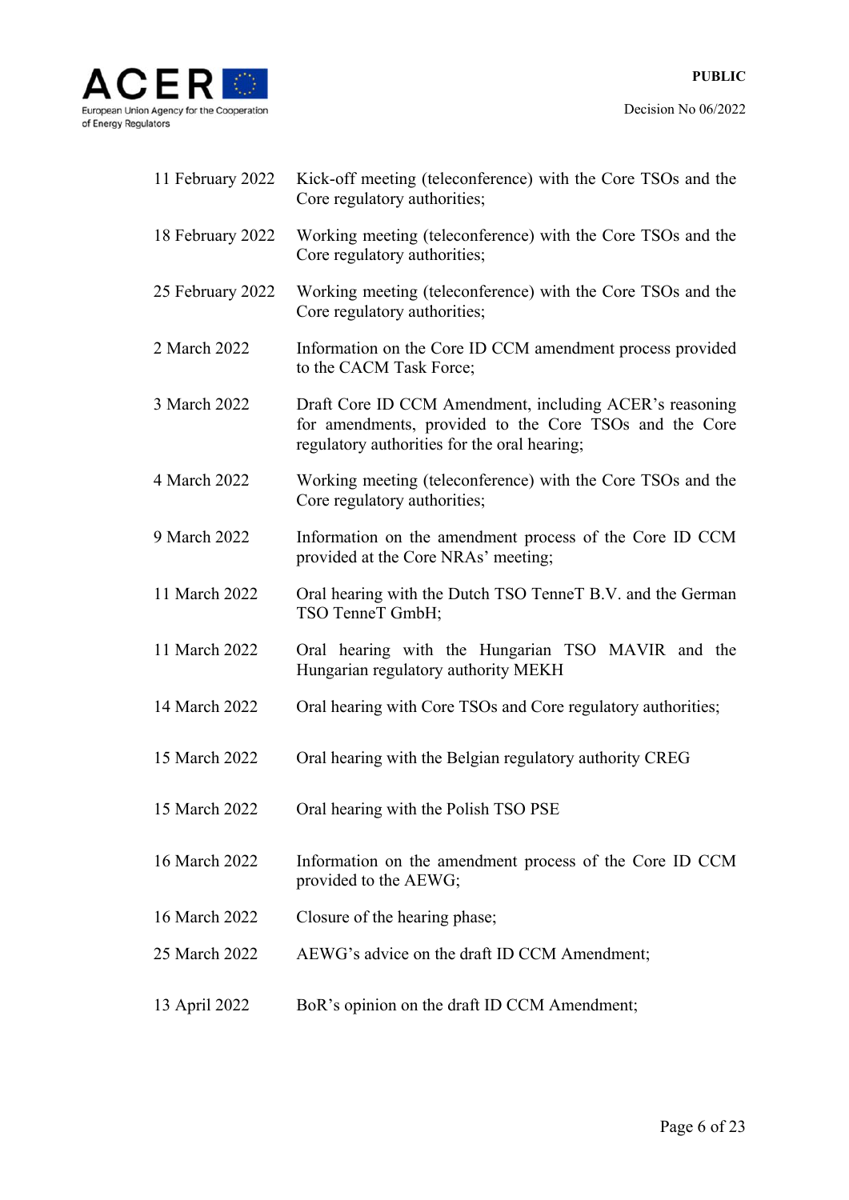| | |
|---|---|
| 11 February 2022 | Kick-off meeting (teleconference) with the Core TSOs and the Core regulatory authorities; |
| 18 February 2022 | Working meeting (teleconference) with the Core TSOs and the Core regulatory authorities; |
| 25 February 2022 | Working meeting (teleconference) with the Core TSOs and the Core regulatory authorities; |
| 2 March 2022 | Information on the Core ID CCM amendment process provided to the CACM Task Force; |
| 3 March 2022 | Draft Core ID CCM Amendment, including ACER's reasoning for amendments, provided to the Core TSOs and the Core regulatory authorities for the oral hearing; |
| 4 March 2022 | Working meeting (teleconference) with the Core TSOs and the Core regulatory authorities; |
| 9 March 2022 | Information on the amendment process of the Core ID CCM provided at the Core NRAs' meeting; |
| 11 March 2022 | Oral hearing with the Dutch TSO TenneT B.V. and the German TSO TenneT GmbH; |
| 11 March 2022 | Oral hearing with the Hungarian TSO MAVIR and the Hungarian regulatory authority MEKH |
| 14 March 2022 | Oral hearing with Core TSOs and Core regulatory authorities; |
| 15 March 2022 | Oral hearing with the Belgian regulatory authority CREG |
| 15 March 2022 | Oral hearing with the Polish TSO PSE |
| 16 March 2022 | Information on the amendment process of the Core ID CCM provided to the AEWG; |
| 16 March 2022 | Closure of the hearing phase; |
| 25 March 2022 | AEWG's advice on the draft ID CCM Amendment; |
| 13 April 2022 | BoR's opinion on the draft ID CCM Amendment; |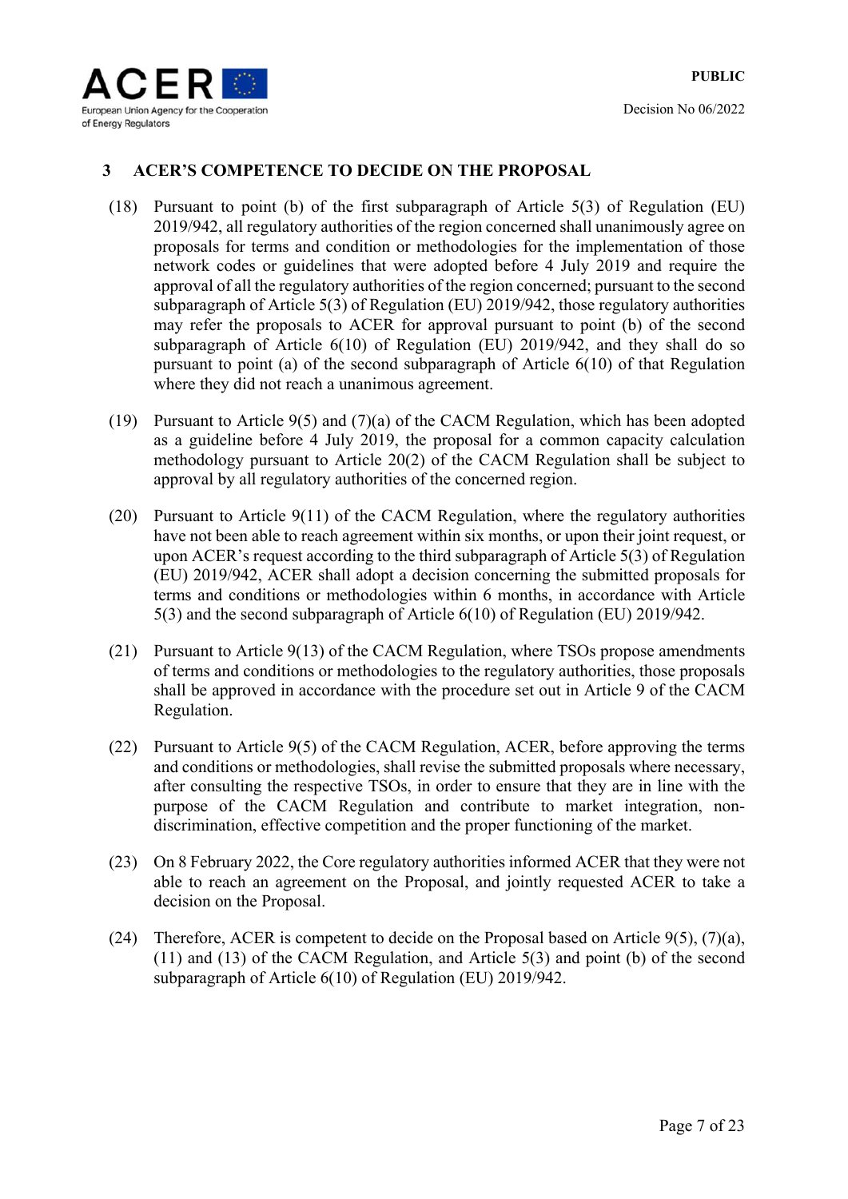## 3 ACER'S COMPETENCE TO DECIDE ON THE PROPOSAL

(18) Pursuant to point (b) of the first subparagraph of Article 5(3) of Regulation (EU) 2019/942, all regulatory authorities of the region concerned shall unanimously agree on proposals for terms and condition or methodologies for the implementation of those network codes or guidelines that were adopted before 4 July 2019 and require the approval of all the regulatory authorities of the region concerned; pursuant to the second subparagraph of Article 5(3) of Regulation (EU) 2019/942, those regulatory authorities may refer the proposals to ACER for approval pursuant to point (b) of the second subparagraph of Article 6(10) of Regulation (EU) 2019/942, and they shall do so pursuant to point (a) of the second subparagraph of Article 6(10) of that Regulation where they did not reach a unanimous agreement.

(19) Pursuant to Article 9(5) and (7)(a) of the CACM Regulation, which has been adopted as a guideline before 4 July 2019, the proposal for a common capacity calculation methodology pursuant to Article 20(2) of the CACM Regulation shall be subject to approval by all regulatory authorities of the concerned region.

(20) Pursuant to Article 9(11) of the CACM Regulation, where the regulatory authorities have not been able to reach agreement within six months, or upon their joint request, or upon ACER's request according to the third subparagraph of Article 5(3) of Regulation (EU) 2019/942, ACER shall adopt a decision concerning the submitted proposals for terms and conditions or methodologies within 6 months, in accordance with Article 5(3) and the second subparagraph of Article 6(10) of Regulation (EU) 2019/942.

(21) Pursuant to Article 9(13) of the CACM Regulation, where TSOs propose amendments of terms and conditions or methodologies to the regulatory authorities, those proposals shall be approved in accordance with the procedure set out in Article 9 of the CACM Regulation.

(22) Pursuant to Article 9(5) of the CACM Regulation, ACER, before approving the terms and conditions or methodologies, shall revise the submitted proposals where necessary, after consulting the respective TSOs, in order to ensure that they are in line with the purpose of the CACM Regulation and contribute to market integration, non-discrimination, effective competition and the proper functioning of the market.

(23) On 8 February 2022, the Core regulatory authorities informed ACER that they were not able to reach an agreement on the Proposal, and jointly requested ACER to take a decision on the Proposal.

(24) Therefore, ACER is competent to decide on the Proposal based on Article 9(5), (7)(a), (11) and (13) of the CACM Regulation, and Article 5(3) and point (b) of the second subparagraph of Article 6(10) of Regulation (EU) 2019/942.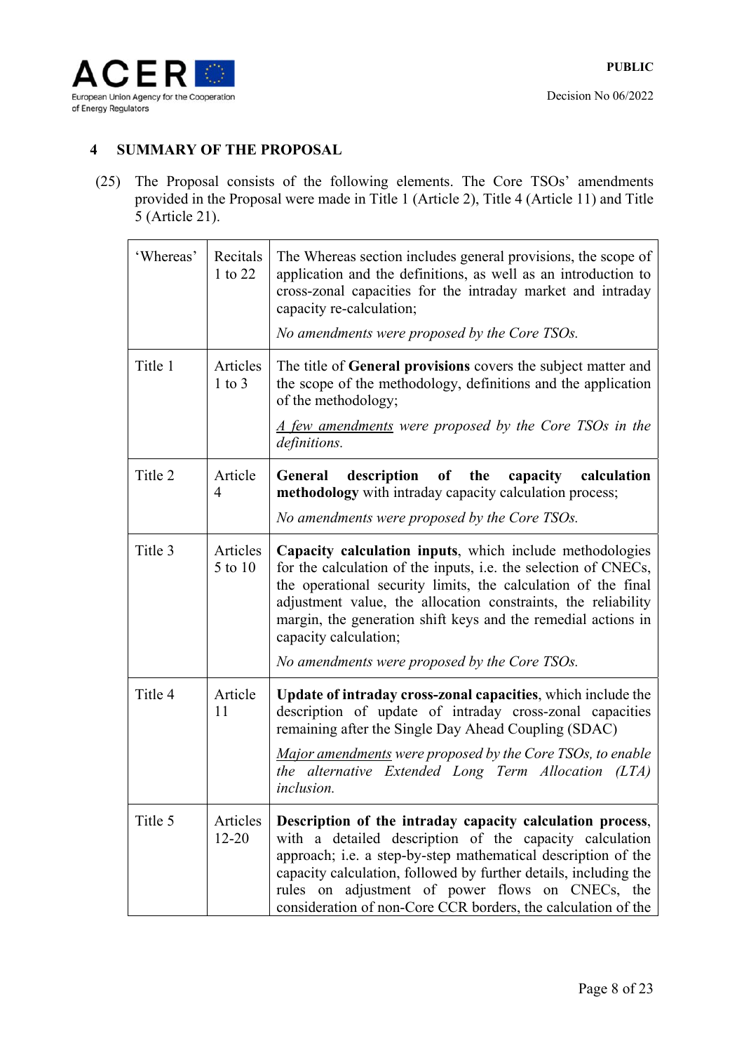## 4 SUMMARY OF THE PROPOSAL

(25) The Proposal consists of the following elements. The Core TSOs' amendments provided in the Proposal were made in Title 1 (Article 2), Title 4 (Article 11) and Title 5 (Article 21).

| | | |
|---|---|---|
| 'Whereas' | Recitals 1 to 22 | The Whereas section includes general provisions, the scope of application and the definitions, as well as an introduction to cross-zonal capacities for the intraday market and intraday capacity re-calculation;<br><br>*No amendments were proposed by the Core TSOs.* |
| Title 1 | Articles 1 to 3 | The title of **General provisions** covers the subject matter and the scope of the methodology, definitions and the application of the methodology;<br><br>*<u>A few amendments</u> were proposed by the Core TSOs in the definitions.* |
| Title 2 | Article 4 | **General description of the capacity calculation methodology** with intraday capacity calculation process;<br><br>*No amendments were proposed by the Core TSOs.* |
| Title 3 | Articles 5 to 10 | **Capacity calculation inputs**, which include methodologies for the calculation of the inputs, i.e. the selection of CNECs, the operational security limits, the calculation of the final adjustment value, the allocation constraints, the reliability margin, the generation shift keys and the remedial actions in capacity calculation;<br><br>*No amendments were proposed by the Core TSOs.* |
| Title 4 | Article 11 | **Update of intraday cross-zonal capacities**, which include the description of update of intraday cross-zonal capacities remaining after the Single Day Ahead Coupling (SDAC)<br><br>*<u>Major amendments</u> were proposed by the Core TSOs, to enable the alternative Extended Long Term Allocation (LTA) inclusion.* |
| Title 5 | Articles 12-20 | **Description of the intraday capacity calculation process**, with a detailed description of the capacity calculation approach; i.e. a step-by-step mathematical description of the capacity calculation, followed by further details, including the rules on adjustment of power flows on CNECs, the consideration of non-Core CCR borders, the calculation of the |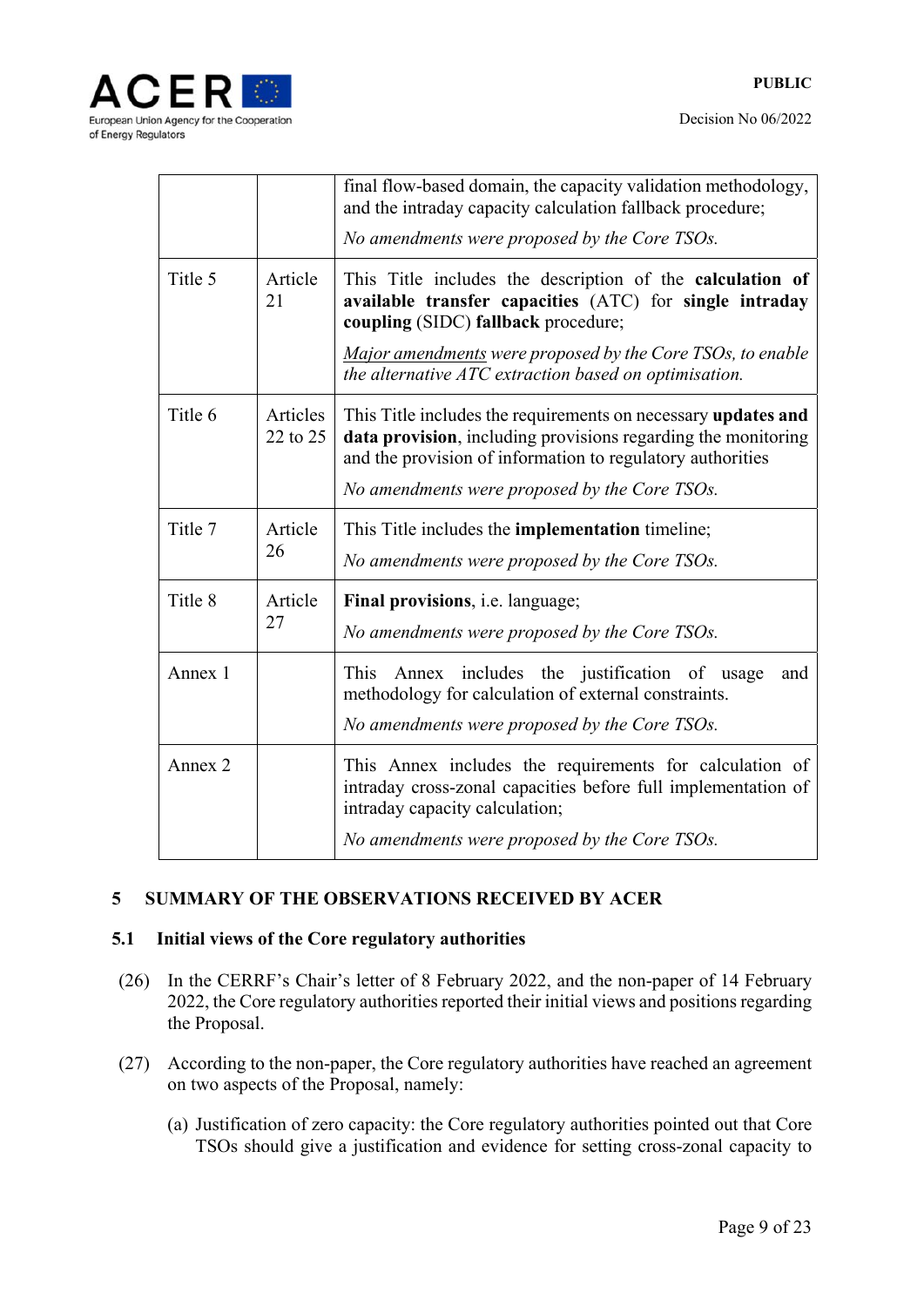|  |  | final flow-based domain, the capacity validation methodology, and the intraday capacity calculation fallback procedure;<br><br>*No amendments were proposed by the Core TSOs.* |
|---|---|---|
| Title 5 | Article 21 | This Title includes the description of the **calculation of available transfer capacities** (ATC) for **single intraday coupling** (SIDC) **fallback** procedure;<br><br>*Major amendments were proposed by the Core TSOs, to enable the alternative ATC extraction based on optimisation.* |
| Title 6 | Articles 22 to 25 | This Title includes the requirements on necessary **updates and data provision**, including provisions regarding the monitoring and the provision of information to regulatory authorities<br><br>*No amendments were proposed by the Core TSOs.* |
| Title 7 | Article 26 | This Title includes the **implementation** timeline;<br><br>*No amendments were proposed by the Core TSOs.* |
| Title 8 | Article 27 | **Final provisions**, i.e. language;<br><br>*No amendments were proposed by the Core TSOs.* |
| Annex 1 |  | This Annex includes the justification of usage and methodology for calculation of external constraints.<br><br>*No amendments were proposed by the Core TSOs.* |
| Annex 2 |  | This Annex includes the requirements for calculation of intraday cross-zonal capacities before full implementation of intraday capacity calculation;<br><br>*No amendments were proposed by the Core TSOs.* |

## 5 SUMMARY OF THE OBSERVATIONS RECEIVED BY ACER

### 5.1 Initial views of the Core regulatory authorities

(26) In the CERRF's Chair's letter of 8 February 2022, and the non-paper of 14 February 2022, the Core regulatory authorities reported their initial views and positions regarding the Proposal.

(27) According to the non-paper, the Core regulatory authorities have reached an agreement on two aspects of the Proposal, namely:

(a) Justification of zero capacity: the Core regulatory authorities pointed out that Core TSOs should give a justification and evidence for setting cross-zonal capacity to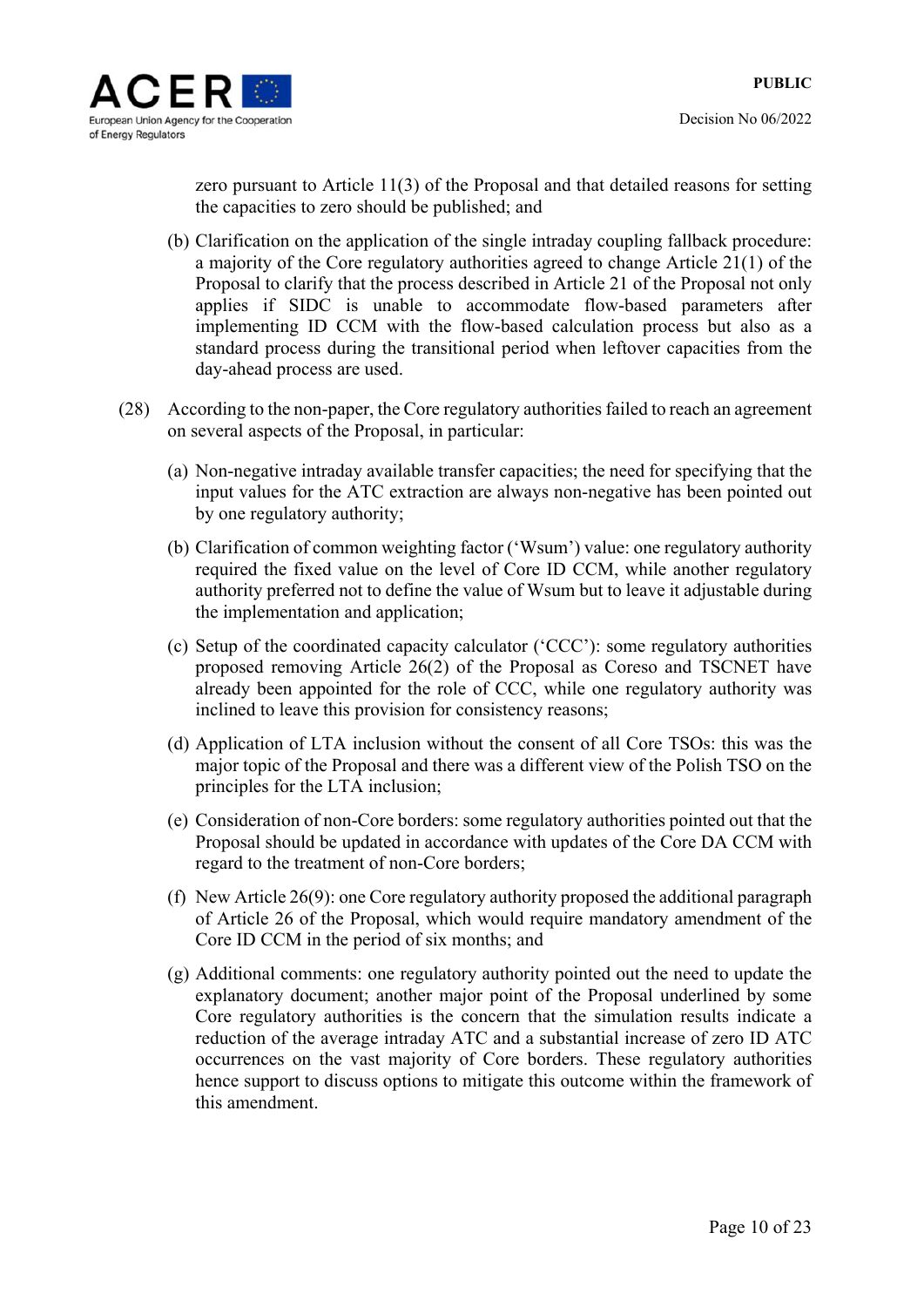zero pursuant to Article 11(3) of the Proposal and that detailed reasons for setting the capacities to zero should be published; and

(b) Clarification on the application of the single intraday coupling fallback procedure: a majority of the Core regulatory authorities agreed to change Article 21(1) of the Proposal to clarify that the process described in Article 21 of the Proposal not only applies if SIDC is unable to accommodate flow-based parameters after implementing ID CCM with the flow-based calculation process but also as a standard process during the transitional period when leftover capacities from the day-ahead process are used.

(28) According to the non-paper, the Core regulatory authorities failed to reach an agreement on several aspects of the Proposal, in particular:

(a) Non-negative intraday available transfer capacities; the need for specifying that the input values for the ATC extraction are always non-negative has been pointed out by one regulatory authority;

(b) Clarification of common weighting factor ('Wsum') value: one regulatory authority required the fixed value on the level of Core ID CCM, while another regulatory authority preferred not to define the value of Wsum but to leave it adjustable during the implementation and application;

(c) Setup of the coordinated capacity calculator ('CCC'): some regulatory authorities proposed removing Article 26(2) of the Proposal as Coreso and TSCNET have already been appointed for the role of CCC, while one regulatory authority was inclined to leave this provision for consistency reasons;

(d) Application of LTA inclusion without the consent of all Core TSOs: this was the major topic of the Proposal and there was a different view of the Polish TSO on the principles for the LTA inclusion;

(e) Consideration of non-Core borders: some regulatory authorities pointed out that the Proposal should be updated in accordance with updates of the Core DA CCM with regard to the treatment of non-Core borders;

(f) New Article 26(9): one Core regulatory authority proposed the additional paragraph of Article 26 of the Proposal, which would require mandatory amendment of the Core ID CCM in the period of six months; and

(g) Additional comments: one regulatory authority pointed out the need to update the explanatory document; another major point of the Proposal underlined by some Core regulatory authorities is the concern that the simulation results indicate a reduction of the average intraday ATC and a substantial increase of zero ID ATC occurrences on the vast majority of Core borders. These regulatory authorities hence support to discuss options to mitigate this outcome within the framework of this amendment.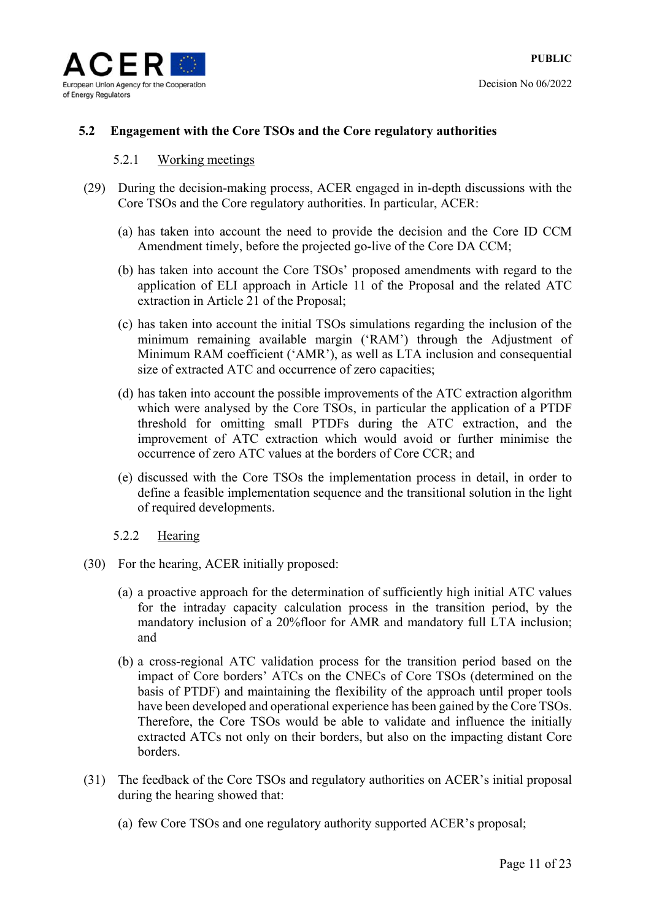## 5.2 Engagement with the Core TSOs and the Core regulatory authorities

### 5.2.1 Working meetings

(29) During the decision-making process, ACER engaged in in-depth discussions with the Core TSOs and the Core regulatory authorities. In particular, ACER:

(a) has taken into account the need to provide the decision and the Core ID CCM Amendment timely, before the projected go-live of the Core DA CCM;

(b) has taken into account the Core TSOs' proposed amendments with regard to the application of ELI approach in Article 11 of the Proposal and the related ATC extraction in Article 21 of the Proposal;

(c) has taken into account the initial TSOs simulations regarding the inclusion of the minimum remaining available margin ('RAM') through the Adjustment of Minimum RAM coefficient ('AMR'), as well as LTA inclusion and consequential size of extracted ATC and occurrence of zero capacities;

(d) has taken into account the possible improvements of the ATC extraction algorithm which were analysed by the Core TSOs, in particular the application of a PTDF threshold for omitting small PTDFs during the ATC extraction, and the improvement of ATC extraction which would avoid or further minimise the occurrence of zero ATC values at the borders of Core CCR; and

(e) discussed with the Core TSOs the implementation process in detail, in order to define a feasible implementation sequence and the transitional solution in the light of required developments.

### 5.2.2 Hearing

(30) For the hearing, ACER initially proposed:

(a) a proactive approach for the determination of sufficiently high initial ATC values for the intraday capacity calculation process in the transition period, by the mandatory inclusion of a 20%floor for AMR and mandatory full LTA inclusion; and

(b) a cross-regional ATC validation process for the transition period based on the impact of Core borders' ATCs on the CNECs of Core TSOs (determined on the basis of PTDF) and maintaining the flexibility of the approach until proper tools have been developed and operational experience has been gained by the Core TSOs. Therefore, the Core TSOs would be able to validate and influence the initially extracted ATCs not only on their borders, but also on the impacting distant Core borders.

(31) The feedback of the Core TSOs and regulatory authorities on ACER's initial proposal during the hearing showed that:

(a) few Core TSOs and one regulatory authority supported ACER's proposal;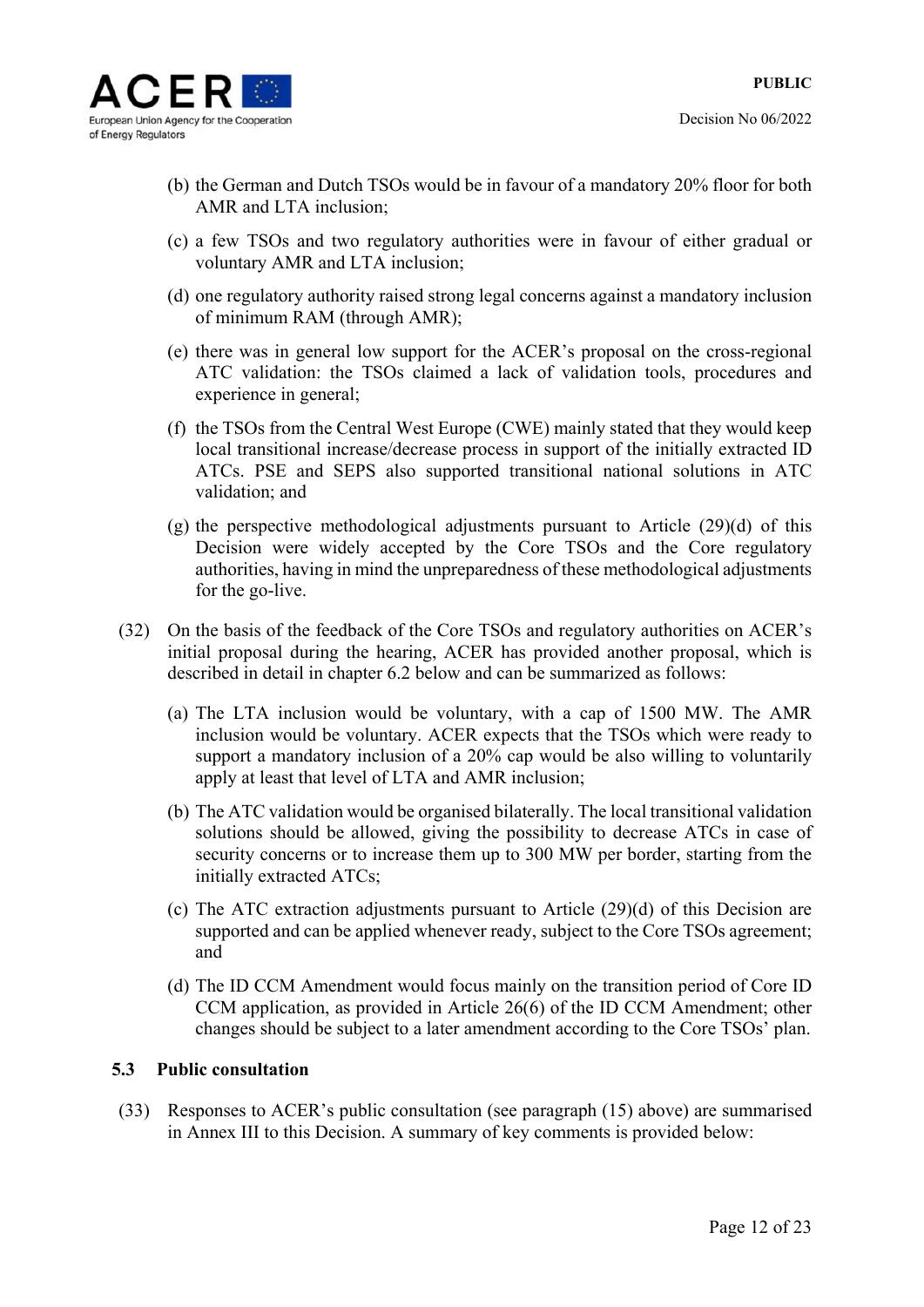(b) the German and Dutch TSOs would be in favour of a mandatory 20% floor for both AMR and LTA inclusion;

(c) a few TSOs and two regulatory authorities were in favour of either gradual or voluntary AMR and LTA inclusion;

(d) one regulatory authority raised strong legal concerns against a mandatory inclusion of minimum RAM (through AMR);

(e) there was in general low support for the ACER's proposal on the cross-regional ATC validation: the TSOs claimed a lack of validation tools, procedures and experience in general;

(f) the TSOs from the Central West Europe (CWE) mainly stated that they would keep local transitional increase/decrease process in support of the initially extracted ID ATCs. PSE and SEPS also supported transitional national solutions in ATC validation; and

(g) the perspective methodological adjustments pursuant to Article (29)(d) of this Decision were widely accepted by the Core TSOs and the Core regulatory authorities, having in mind the unpreparedness of these methodological adjustments for the go-live.

(32) On the basis of the feedback of the Core TSOs and regulatory authorities on ACER's initial proposal during the hearing, ACER has provided another proposal, which is described in detail in chapter 6.2 below and can be summarized as follows:

(a) The LTA inclusion would be voluntary, with a cap of 1500 MW. The AMR inclusion would be voluntary. ACER expects that the TSOs which were ready to support a mandatory inclusion of a 20% cap would be also willing to voluntarily apply at least that level of LTA and AMR inclusion;

(b) The ATC validation would be organised bilaterally. The local transitional validation solutions should be allowed, giving the possibility to decrease ATCs in case of security concerns or to increase them up to 300 MW per border, starting from the initially extracted ATCs;

(c) The ATC extraction adjustments pursuant to Article (29)(d) of this Decision are supported and can be applied whenever ready, subject to the Core TSOs agreement; and

(d) The ID CCM Amendment would focus mainly on the transition period of Core ID CCM application, as provided in Article 26(6) of the ID CCM Amendment; other changes should be subject to a later amendment according to the Core TSOs' plan.

### 5.3 Public consultation

(33) Responses to ACER's public consultation (see paragraph (15) above) are summarised in Annex III to this Decision. A summary of key comments is provided below: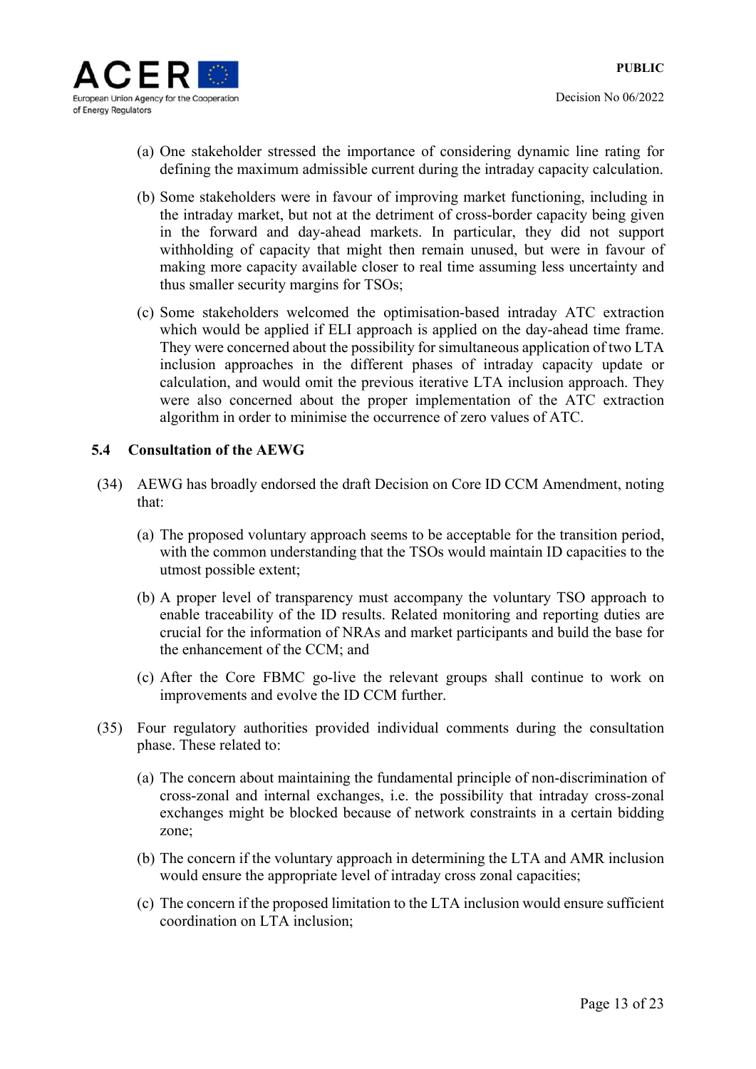(a) One stakeholder stressed the importance of considering dynamic line rating for defining the maximum admissible current during the intraday capacity calculation.

(b) Some stakeholders were in favour of improving market functioning, including in the intraday market, but not at the detriment of cross-border capacity being given in the forward and day-ahead markets. In particular, they did not support withholding of capacity that might then remain unused, but were in favour of making more capacity available closer to real time assuming less uncertainty and thus smaller security margins for TSOs;

(c) Some stakeholders welcomed the optimisation-based intraday ATC extraction which would be applied if ELI approach is applied on the day-ahead time frame. They were concerned about the possibility for simultaneous application of two LTA inclusion approaches in the different phases of intraday capacity update or calculation, and would omit the previous iterative LTA inclusion approach. They were also concerned about the proper implementation of the ATC extraction algorithm in order to minimise the occurrence of zero values of ATC.

### 5.4 Consultation of the AEWG

(34) AEWG has broadly endorsed the draft Decision on Core ID CCM Amendment, noting that:

(a) The proposed voluntary approach seems to be acceptable for the transition period, with the common understanding that the TSOs would maintain ID capacities to the utmost possible extent;

(b) A proper level of transparency must accompany the voluntary TSO approach to enable traceability of the ID results. Related monitoring and reporting duties are crucial for the information of NRAs and market participants and build the base for the enhancement of the CCM; and

(c) After the Core FBMC go-live the relevant groups shall continue to work on improvements and evolve the ID CCM further.

(35) Four regulatory authorities provided individual comments during the consultation phase. These related to:

(a) The concern about maintaining the fundamental principle of non-discrimination of cross-zonal and internal exchanges, i.e. the possibility that intraday cross-zonal exchanges might be blocked because of network constraints in a certain bidding zone;

(b) The concern if the voluntary approach in determining the LTA and AMR inclusion would ensure the appropriate level of intraday cross zonal capacities;

(c) The concern if the proposed limitation to the LTA inclusion would ensure sufficient coordination on LTA inclusion;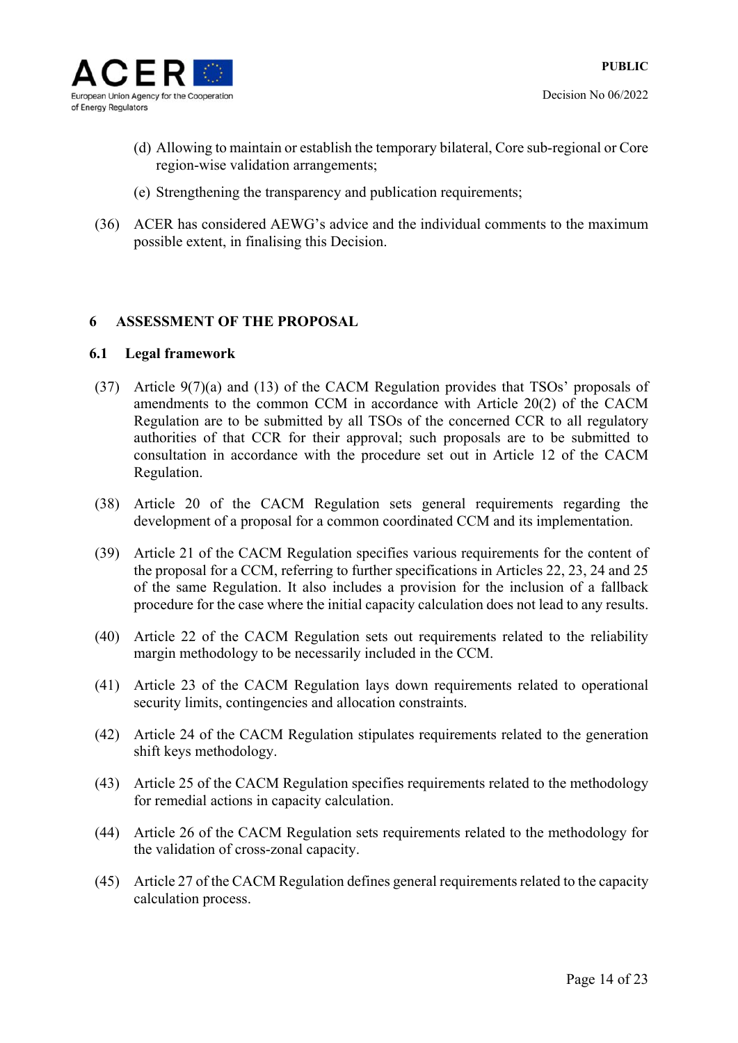(d) Allowing to maintain or establish the temporary bilateral, Core sub-regional or Core region-wise validation arrangements;

(e) Strengthening the transparency and publication requirements;

(36) ACER has considered AEWG's advice and the individual comments to the maximum possible extent, in finalising this Decision.

## 6 ASSESSMENT OF THE PROPOSAL

### 6.1 Legal framework

(37) Article 9(7)(a) and (13) of the CACM Regulation provides that TSOs' proposals of amendments to the common CCM in accordance with Article 20(2) of the CACM Regulation are to be submitted by all TSOs of the concerned CCR to all regulatory authorities of that CCR for their approval; such proposals are to be submitted to consultation in accordance with the procedure set out in Article 12 of the CACM Regulation.

(38) Article 20 of the CACM Regulation sets general requirements regarding the development of a proposal for a common coordinated CCM and its implementation.

(39) Article 21 of the CACM Regulation specifies various requirements for the content of the proposal for a CCM, referring to further specifications in Articles 22, 23, 24 and 25 of the same Regulation. It also includes a provision for the inclusion of a fallback procedure for the case where the initial capacity calculation does not lead to any results.

(40) Article 22 of the CACM Regulation sets out requirements related to the reliability margin methodology to be necessarily included in the CCM.

(41) Article 23 of the CACM Regulation lays down requirements related to operational security limits, contingencies and allocation constraints.

(42) Article 24 of the CACM Regulation stipulates requirements related to the generation shift keys methodology.

(43) Article 25 of the CACM Regulation specifies requirements related to the methodology for remedial actions in capacity calculation.

(44) Article 26 of the CACM Regulation sets requirements related to the methodology for the validation of cross-zonal capacity.

(45) Article 27 of the CACM Regulation defines general requirements related to the capacity calculation process.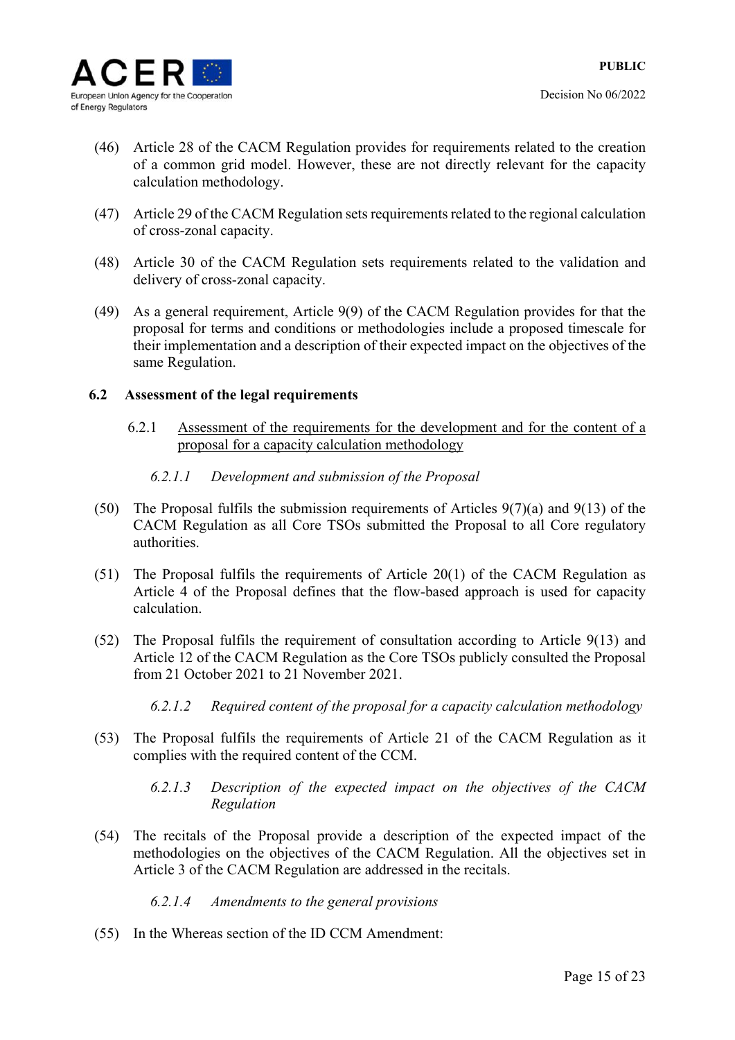(46) Article 28 of the CACM Regulation provides for requirements related to the creation of a common grid model. However, these are not directly relevant for the capacity calculation methodology.

(47) Article 29 of the CACM Regulation sets requirements related to the regional calculation of cross-zonal capacity.

(48) Article 30 of the CACM Regulation sets requirements related to the validation and delivery of cross-zonal capacity.

(49) As a general requirement, Article 9(9) of the CACM Regulation provides for that the proposal for terms and conditions or methodologies include a proposed timescale for their implementation and a description of their expected impact on the objectives of the same Regulation.

### 6.2 Assessment of the legal requirements

#### 6.2.1 <u>Assessment of the requirements for the development and for the content of a proposal for a capacity calculation methodology</u>

##### *6.2.1.1 Development and submission of the Proposal*

(50) The Proposal fulfils the submission requirements of Articles 9(7)(a) and 9(13) of the CACM Regulation as all Core TSOs submitted the Proposal to all Core regulatory authorities.

(51) The Proposal fulfils the requirements of Article 20(1) of the CACM Regulation as Article 4 of the Proposal defines that the flow-based approach is used for capacity calculation.

(52) The Proposal fulfils the requirement of consultation according to Article 9(13) and Article 12 of the CACM Regulation as the Core TSOs publicly consulted the Proposal from 21 October 2021 to 21 November 2021.

##### *6.2.1.2 Required content of the proposal for a capacity calculation methodology*

(53) The Proposal fulfils the requirements of Article 21 of the CACM Regulation as it complies with the required content of the CCM.

##### *6.2.1.3 Description of the expected impact on the objectives of the CACM Regulation*

(54) The recitals of the Proposal provide a description of the expected impact of the methodologies on the objectives of the CACM Regulation. All the objectives set in Article 3 of the CACM Regulation are addressed in the recitals.

##### *6.2.1.4 Amendments to the general provisions*

(55) In the Whereas section of the ID CCM Amendment: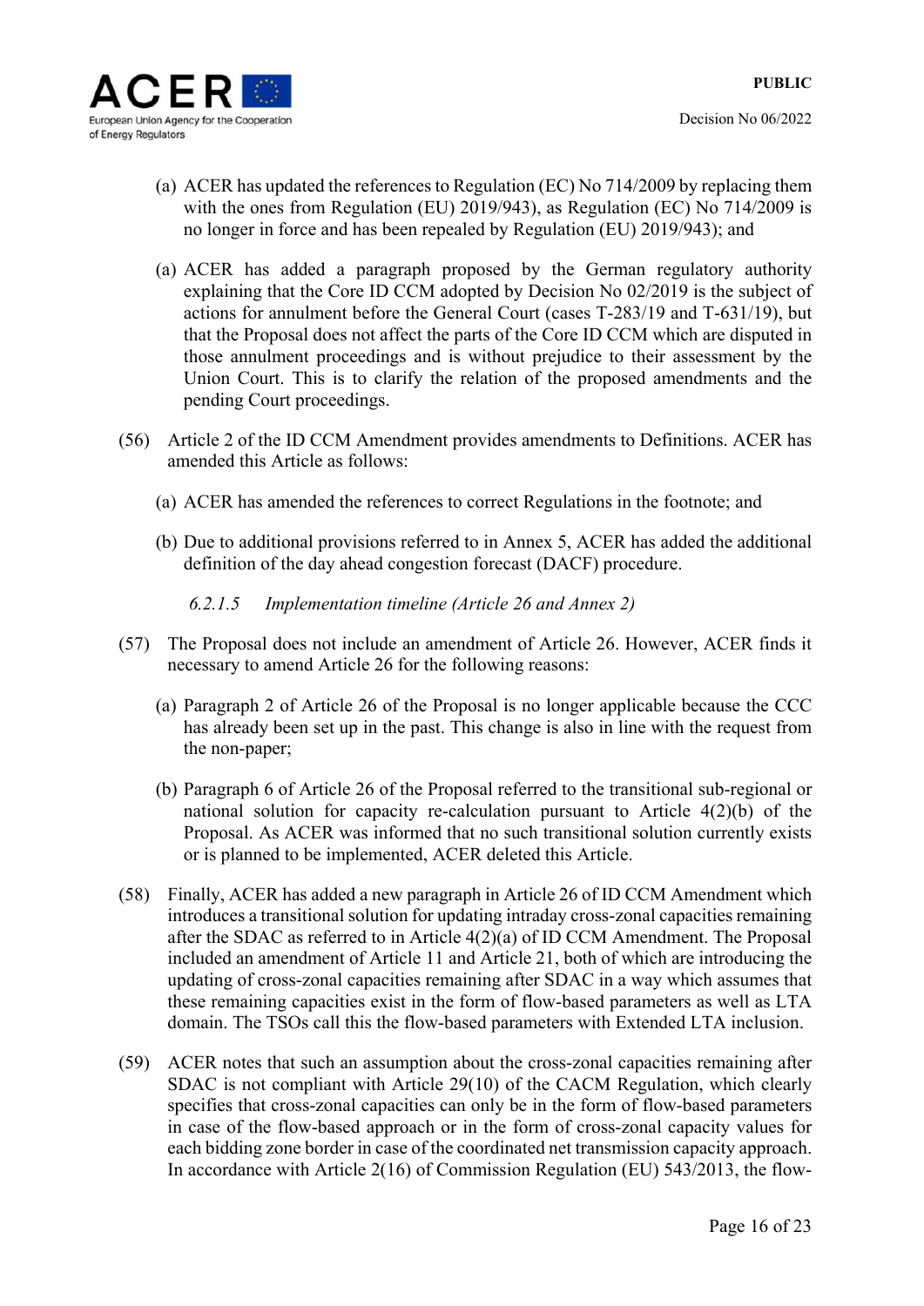(a) ACER has updated the references to Regulation (EC) No 714/2009 by replacing them with the ones from Regulation (EU) 2019/943), as Regulation (EC) No 714/2009 is no longer in force and has been repealed by Regulation (EU) 2019/943); and

(a) ACER has added a paragraph proposed by the German regulatory authority explaining that the Core ID CCM adopted by Decision No 02/2019 is the subject of actions for annulment before the General Court (cases T-283/19 and T-631/19), but that the Proposal does not affect the parts of the Core ID CCM which are disputed in those annulment proceedings and is without prejudice to their assessment by the Union Court. This is to clarify the relation of the proposed amendments and the pending Court proceedings.

(56) Article 2 of the ID CCM Amendment provides amendments to Definitions. ACER has amended this Article as follows:

(a) ACER has amended the references to correct Regulations in the footnote; and

(b) Due to additional provisions referred to in Annex 5, ACER has added the additional definition of the day ahead congestion forecast (DACF) procedure.

*6.2.1.5 Implementation timeline (Article 26 and Annex 2)*

(57) The Proposal does not include an amendment of Article 26. However, ACER finds it necessary to amend Article 26 for the following reasons:

(a) Paragraph 2 of Article 26 of the Proposal is no longer applicable because the CCC has already been set up in the past. This change is also in line with the request from the non-paper;

(b) Paragraph 6 of Article 26 of the Proposal referred to the transitional sub-regional or national solution for capacity re-calculation pursuant to Article 4(2)(b) of the Proposal. As ACER was informed that no such transitional solution currently exists or is planned to be implemented, ACER deleted this Article.

(58) Finally, ACER has added a new paragraph in Article 26 of ID CCM Amendment which introduces a transitional solution for updating intraday cross-zonal capacities remaining after the SDAC as referred to in Article 4(2)(a) of ID CCM Amendment. The Proposal included an amendment of Article 11 and Article 21, both of which are introducing the updating of cross-zonal capacities remaining after SDAC in a way which assumes that these remaining capacities exist in the form of flow-based parameters as well as LTA domain. The TSOs call this the flow-based parameters with Extended LTA inclusion.

(59) ACER notes that such an assumption about the cross-zonal capacities remaining after SDAC is not compliant with Article 29(10) of the CACM Regulation, which clearly specifies that cross-zonal capacities can only be in the form of flow-based parameters in case of the flow-based approach or in the form of cross-zonal capacity values for each bidding zone border in case of the coordinated net transmission capacity approach. In accordance with Article 2(16) of Commission Regulation (EU) 543/2013, the flow-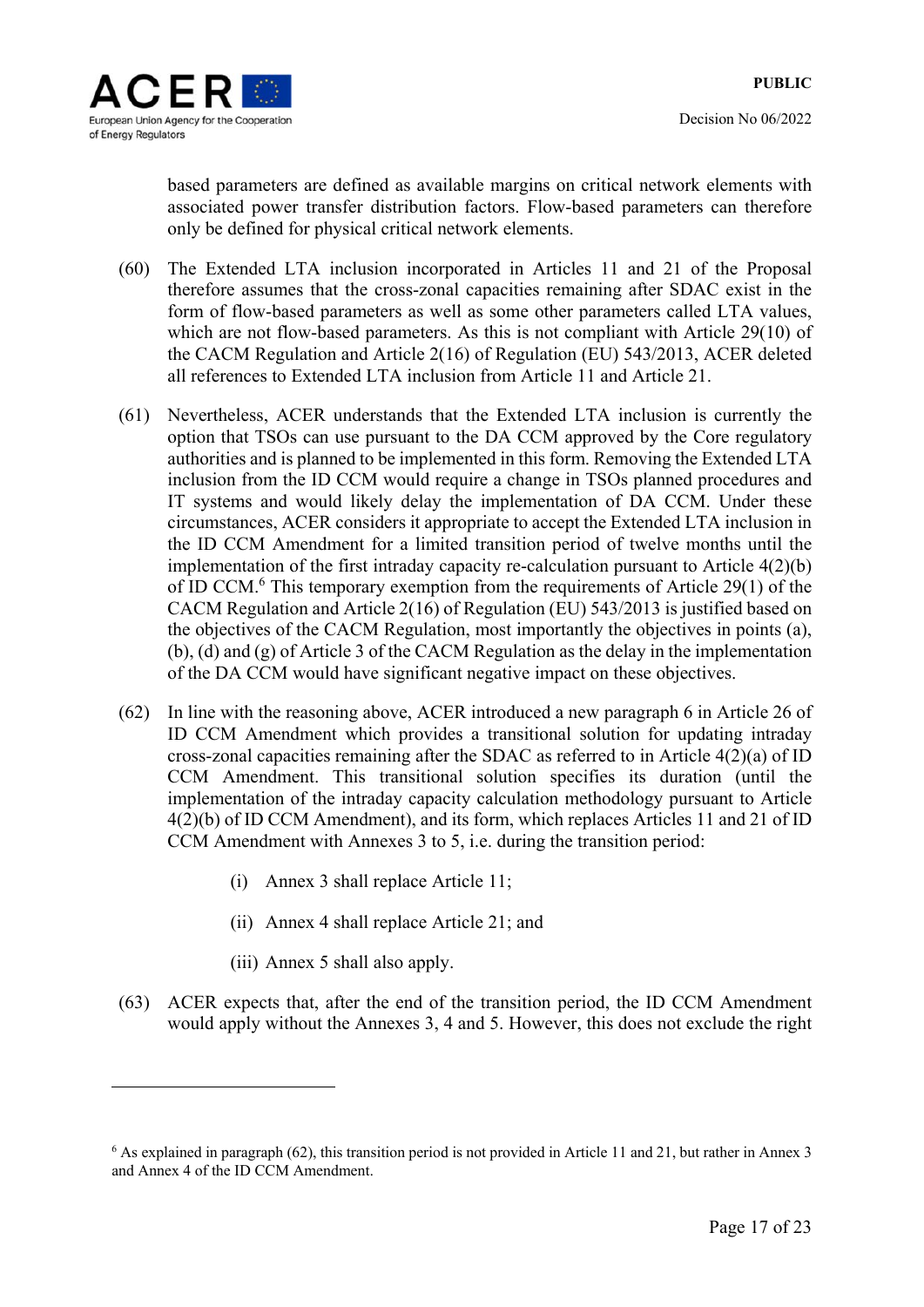based parameters are defined as available margins on critical network elements with associated power transfer distribution factors. Flow-based parameters can therefore only be defined for physical critical network elements.

(60) The Extended LTA inclusion incorporated in Articles 11 and 21 of the Proposal therefore assumes that the cross-zonal capacities remaining after SDAC exist in the form of flow-based parameters as well as some other parameters called LTA values, which are not flow-based parameters. As this is not compliant with Article 29(10) of the CACM Regulation and Article 2(16) of Regulation (EU) 543/2013, ACER deleted all references to Extended LTA inclusion from Article 11 and Article 21.

(61) Nevertheless, ACER understands that the Extended LTA inclusion is currently the option that TSOs can use pursuant to the DA CCM approved by the Core regulatory authorities and is planned to be implemented in this form. Removing the Extended LTA inclusion from the ID CCM would require a change in TSOs planned procedures and IT systems and would likely delay the implementation of DA CCM. Under these circumstances, ACER considers it appropriate to accept the Extended LTA inclusion in the ID CCM Amendment for a limited transition period of twelve months until the implementation of the first intraday capacity re-calculation pursuant to Article 4(2)(b) of ID CCM.[6] This temporary exemption from the requirements of Article 29(1) of the CACM Regulation and Article 2(16) of Regulation (EU) 543/2013 is justified based on the objectives of the CACM Regulation, most importantly the objectives in points (a), (b), (d) and (g) of Article 3 of the CACM Regulation as the delay in the implementation of the DA CCM would have significant negative impact on these objectives.

(62) In line with the reasoning above, ACER introduced a new paragraph 6 in Article 26 of ID CCM Amendment which provides a transitional solution for updating intraday cross-zonal capacities remaining after the SDAC as referred to in Article 4(2)(a) of ID CCM Amendment. This transitional solution specifies its duration (until the implementation of the intraday capacity calculation methodology pursuant to Article 4(2)(b) of ID CCM Amendment), and its form, which replaces Articles 11 and 21 of ID CCM Amendment with Annexes 3 to 5, i.e. during the transition period:

(i) Annex 3 shall replace Article 11;

(ii) Annex 4 shall replace Article 21; and

(iii) Annex 5 shall also apply.

(63) ACER expects that, after the end of the transition period, the ID CCM Amendment would apply without the Annexes 3, 4 and 5. However, this does not exclude the right

---

[6] As explained in paragraph (62), this transition period is not provided in Article 11 and 21, but rather in Annex 3 and Annex 4 of the ID CCM Amendment.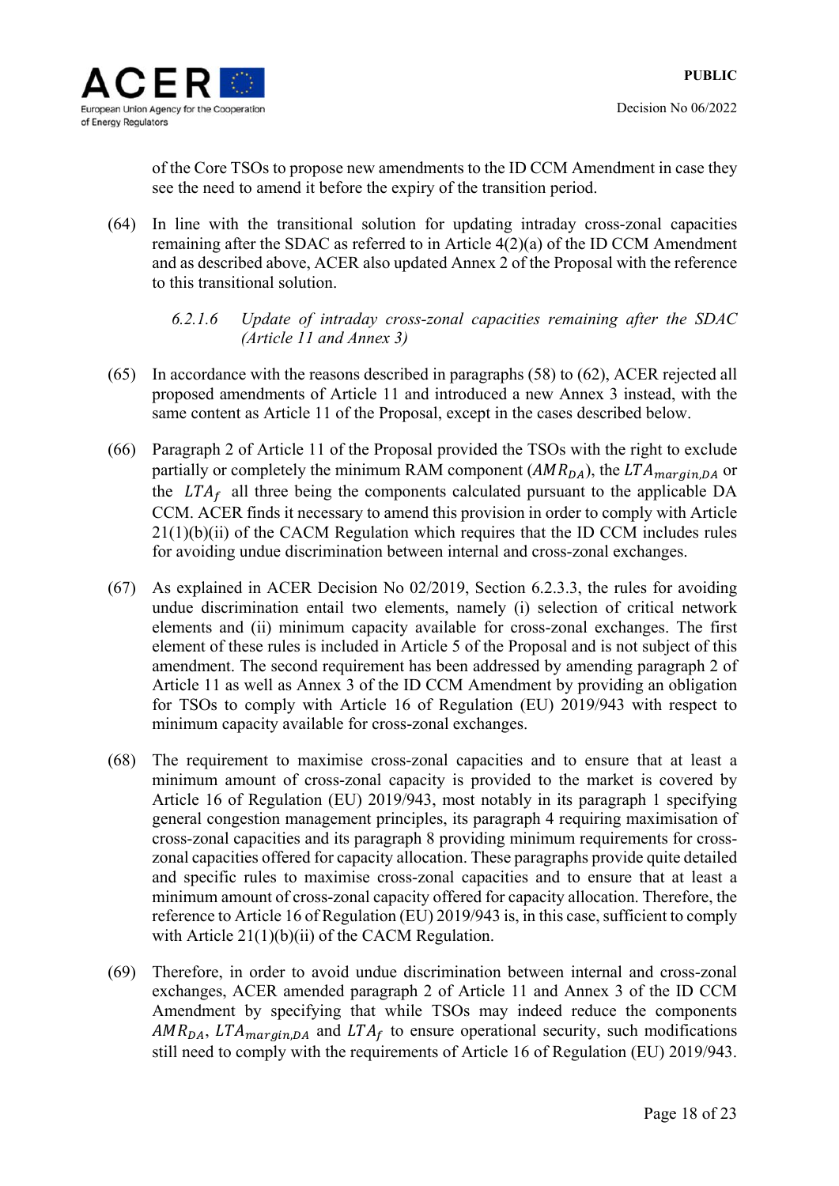of the Core TSOs to propose new amendments to the ID CCM Amendment in case they see the need to amend it before the expiry of the transition period.

(64) In line with the transitional solution for updating intraday cross-zonal capacities remaining after the SDAC as referred to in Article 4(2)(a) of the ID CCM Amendment and as described above, ACER also updated Annex 2 of the Proposal with the reference to this transitional solution.

*6.2.1.6 Update of intraday cross-zonal capacities remaining after the SDAC (Article 11 and Annex 3)*

(65) In accordance with the reasons described in paragraphs (58) to (62), ACER rejected all proposed amendments of Article 11 and introduced a new Annex 3 instead, with the same content as Article 11 of the Proposal, except in the cases described below.

(66) Paragraph 2 of Article 11 of the Proposal provided the TSOs with the right to exclude partially or completely the minimum RAM component ($AMR_{DA}$), the $LTA_{margin,DA}$ or the $LTA_f$ all three being the components calculated pursuant to the applicable DA CCM. ACER finds it necessary to amend this provision in order to comply with Article 21(1)(b)(ii) of the CACM Regulation which requires that the ID CCM includes rules for avoiding undue discrimination between internal and cross-zonal exchanges.

(67) As explained in ACER Decision No 02/2019, Section 6.2.3.3, the rules for avoiding undue discrimination entail two elements, namely (i) selection of critical network elements and (ii) minimum capacity available for cross-zonal exchanges. The first element of these rules is included in Article 5 of the Proposal and is not subject of this amendment. The second requirement has been addressed by amending paragraph 2 of Article 11 as well as Annex 3 of the ID CCM Amendment by providing an obligation for TSOs to comply with Article 16 of Regulation (EU) 2019/943 with respect to minimum capacity available for cross-zonal exchanges.

(68) The requirement to maximise cross-zonal capacities and to ensure that at least a minimum amount of cross-zonal capacity is provided to the market is covered by Article 16 of Regulation (EU) 2019/943, most notably in its paragraph 1 specifying general congestion management principles, its paragraph 4 requiring maximisation of cross-zonal capacities and its paragraph 8 providing minimum requirements for cross-zonal capacities offered for capacity allocation. These paragraphs provide quite detailed and specific rules to maximise cross-zonal capacities and to ensure that at least a minimum amount of cross-zonal capacity offered for capacity allocation. Therefore, the reference to Article 16 of Regulation (EU) 2019/943 is, in this case, sufficient to comply with Article 21(1)(b)(ii) of the CACM Regulation.

(69) Therefore, in order to avoid undue discrimination between internal and cross-zonal exchanges, ACER amended paragraph 2 of Article 11 and Annex 3 of the ID CCM Amendment by specifying that while TSOs may indeed reduce the components $AMR_{DA}$, $LTA_{margin,DA}$ and $LTA_f$ to ensure operational security, such modifications still need to comply with the requirements of Article 16 of Regulation (EU) 2019/943.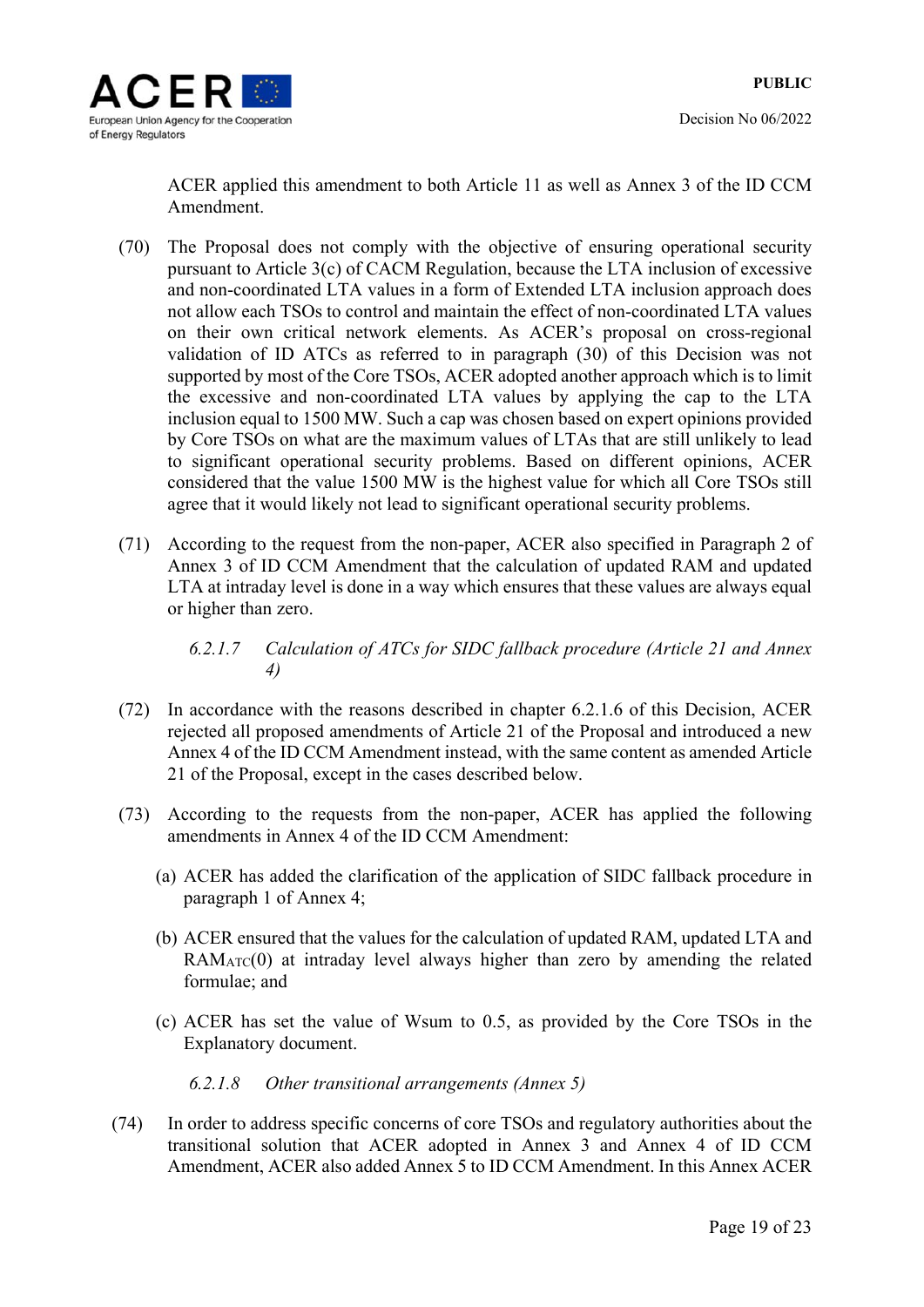ACER applied this amendment to both Article 11 as well as Annex 3 of the ID CCM Amendment.

(70) The Proposal does not comply with the objective of ensuring operational security pursuant to Article 3(c) of CACM Regulation, because the LTA inclusion of excessive and non-coordinated LTA values in a form of Extended LTA inclusion approach does not allow each TSOs to control and maintain the effect of non-coordinated LTA values on their own critical network elements. As ACER's proposal on cross-regional validation of ID ATCs as referred to in paragraph (30) of this Decision was not supported by most of the Core TSOs, ACER adopted another approach which is to limit the excessive and non-coordinated LTA values by applying the cap to the LTA inclusion equal to 1500 MW. Such a cap was chosen based on expert opinions provided by Core TSOs on what are the maximum values of LTAs that are still unlikely to lead to significant operational security problems. Based on different opinions, ACER considered that the value 1500 MW is the highest value for which all Core TSOs still agree that it would likely not lead to significant operational security problems.

(71) According to the request from the non-paper, ACER also specified in Paragraph 2 of Annex 3 of ID CCM Amendment that the calculation of updated RAM and updated LTA at intraday level is done in a way which ensures that these values are always equal or higher than zero.

#### *6.2.1.7 Calculation of ATCs for SIDC fallback procedure (Article 21 and Annex 4)*

(72) In accordance with the reasons described in chapter 6.2.1.6 of this Decision, ACER rejected all proposed amendments of Article 21 of the Proposal and introduced a new Annex 4 of the ID CCM Amendment instead, with the same content as amended Article 21 of the Proposal, except in the cases described below.

(73) According to the requests from the non-paper, ACER has applied the following amendments in Annex 4 of the ID CCM Amendment:

(a) ACER has added the clarification of the application of SIDC fallback procedure in paragraph 1 of Annex 4;

(b) ACER ensured that the values for the calculation of updated RAM, updated LTA and $RAM_{ATC}(0)$ at intraday level always higher than zero by amending the related formulae; and

(c) ACER has set the value of Wsum to 0.5, as provided by the Core TSOs in the Explanatory document.

#### *6.2.1.8 Other transitional arrangements (Annex 5)*

(74) In order to address specific concerns of core TSOs and regulatory authorities about the transitional solution that ACER adopted in Annex 3 and Annex 4 of ID CCM Amendment, ACER also added Annex 5 to ID CCM Amendment. In this Annex ACER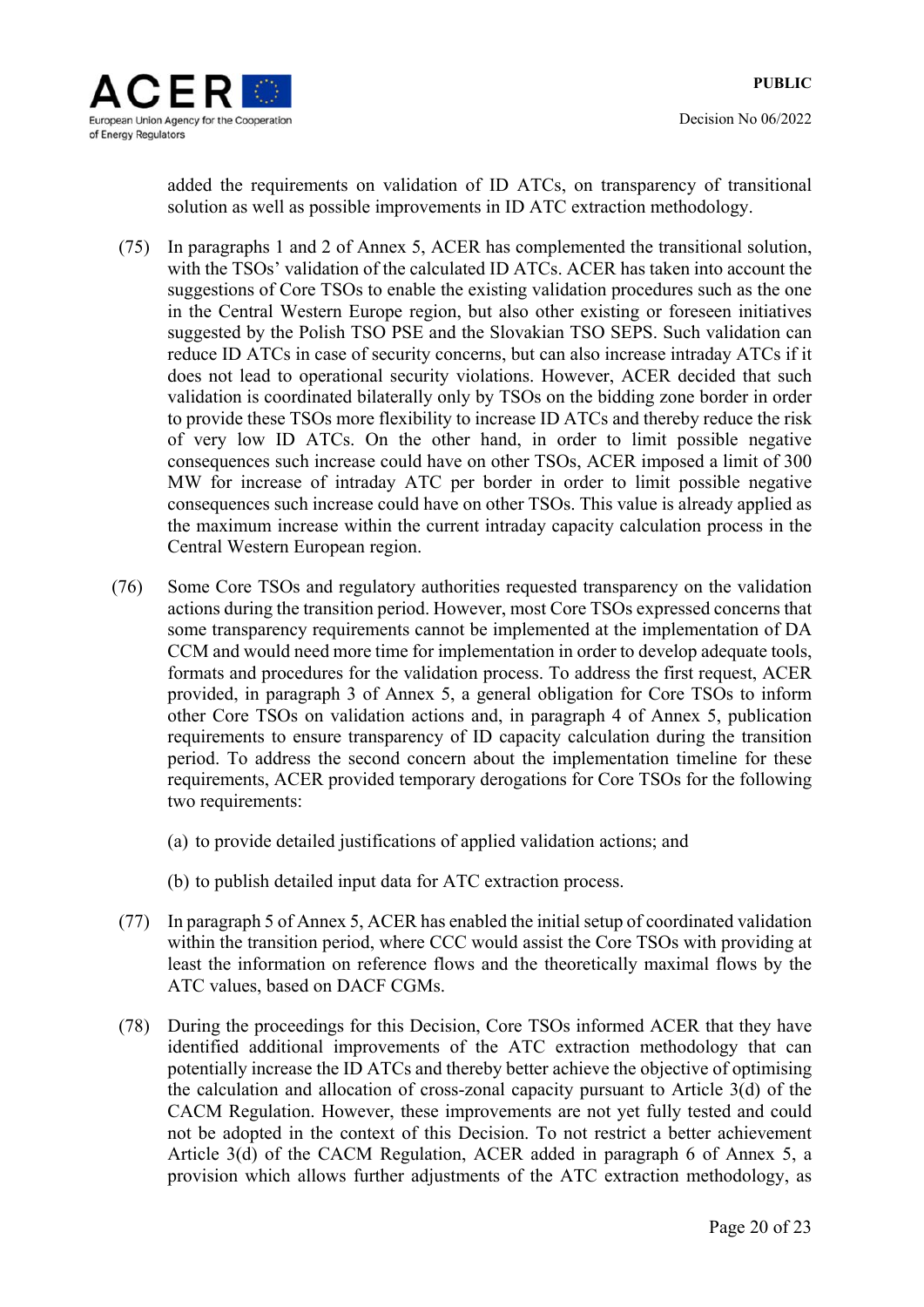added the requirements on validation of ID ATCs, on transparency of transitional solution as well as possible improvements in ID ATC extraction methodology.

(75) In paragraphs 1 and 2 of Annex 5, ACER has complemented the transitional solution, with the TSOs' validation of the calculated ID ATCs. ACER has taken into account the suggestions of Core TSOs to enable the existing validation procedures such as the one in the Central Western Europe region, but also other existing or foreseen initiatives suggested by the Polish TSO PSE and the Slovakian TSO SEPS. Such validation can reduce ID ATCs in case of security concerns, but can also increase intraday ATCs if it does not lead to operational security violations. However, ACER decided that such validation is coordinated bilaterally only by TSOs on the bidding zone border in order to provide these TSOs more flexibility to increase ID ATCs and thereby reduce the risk of very low ID ATCs. On the other hand, in order to limit possible negative consequences such increase could have on other TSOs, ACER imposed a limit of 300 MW for increase of intraday ATC per border in order to limit possible negative consequences such increase could have on other TSOs. This value is already applied as the maximum increase within the current intraday capacity calculation process in the Central Western European region.

(76) Some Core TSOs and regulatory authorities requested transparency on the validation actions during the transition period. However, most Core TSOs expressed concerns that some transparency requirements cannot be implemented at the implementation of DA CCM and would need more time for implementation in order to develop adequate tools, formats and procedures for the validation process. To address the first request, ACER provided, in paragraph 3 of Annex 5, a general obligation for Core TSOs to inform other Core TSOs on validation actions and, in paragraph 4 of Annex 5, publication requirements to ensure transparency of ID capacity calculation during the transition period. To address the second concern about the implementation timeline for these requirements, ACER provided temporary derogations for Core TSOs for the following two requirements:

(a) to provide detailed justifications of applied validation actions; and

(b) to publish detailed input data for ATC extraction process.

(77) In paragraph 5 of Annex 5, ACER has enabled the initial setup of coordinated validation within the transition period, where CCC would assist the Core TSOs with providing at least the information on reference flows and the theoretically maximal flows by the ATC values, based on DACF CGMs.

(78) During the proceedings for this Decision, Core TSOs informed ACER that they have identified additional improvements of the ATC extraction methodology that can potentially increase the ID ATCs and thereby better achieve the objective of optimising the calculation and allocation of cross-zonal capacity pursuant to Article 3(d) of the CACM Regulation. However, these improvements are not yet fully tested and could not be adopted in the context of this Decision. To not restrict a better achievement Article 3(d) of the CACM Regulation, ACER added in paragraph 6 of Annex 5, a provision which allows further adjustments of the ATC extraction methodology, as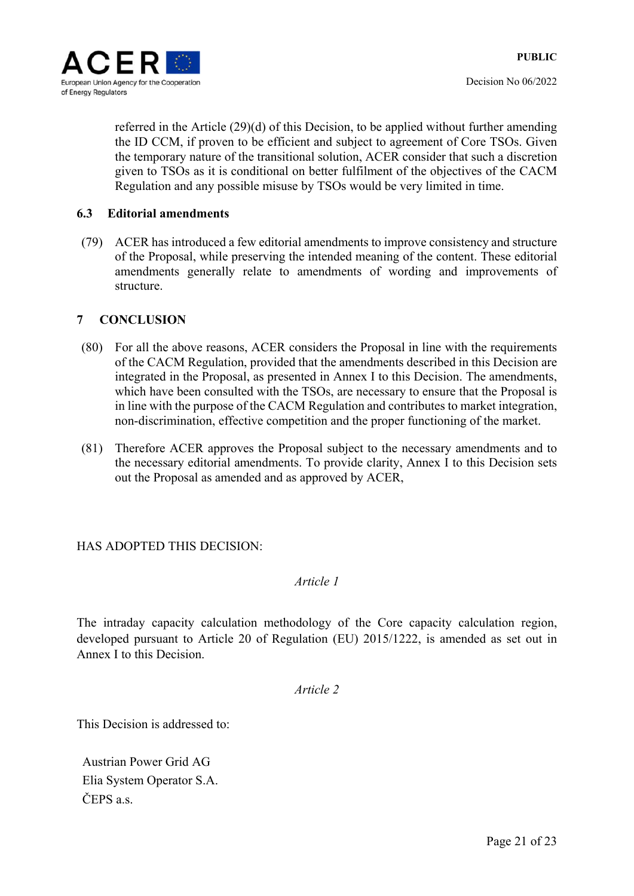referred in the Article (29)(d) of this Decision, to be applied without further amending the ID CCM, if proven to be efficient and subject to agreement of Core TSOs. Given the temporary nature of the transitional solution, ACER consider that such a discretion given to TSOs as it is conditional on better fulfilment of the objectives of the CACM Regulation and any possible misuse by TSOs would be very limited in time.

### 6.3 Editorial amendments

(79) ACER has introduced a few editorial amendments to improve consistency and structure of the Proposal, while preserving the intended meaning of the content. These editorial amendments generally relate to amendments of wording and improvements of structure.

## 7 CONCLUSION

(80) For all the above reasons, ACER considers the Proposal in line with the requirements of the CACM Regulation, provided that the amendments described in this Decision are integrated in the Proposal, as presented in Annex I to this Decision. The amendments, which have been consulted with the TSOs, are necessary to ensure that the Proposal is in line with the purpose of the CACM Regulation and contributes to market integration, non-discrimination, effective competition and the proper functioning of the market.

(81) Therefore ACER approves the Proposal subject to the necessary amendments and to the necessary editorial amendments. To provide clarity, Annex I to this Decision sets out the Proposal as amended and as approved by ACER,

HAS ADOPTED THIS DECISION:

*Article 1*

The intraday capacity calculation methodology of the Core capacity calculation region, developed pursuant to Article 20 of Regulation (EU) 2015/1222, is amended as set out in Annex I to this Decision.

*Article 2*

This Decision is addressed to:

Austrian Power Grid AG  
Elia System Operator S.A.  
ČEPS a.s.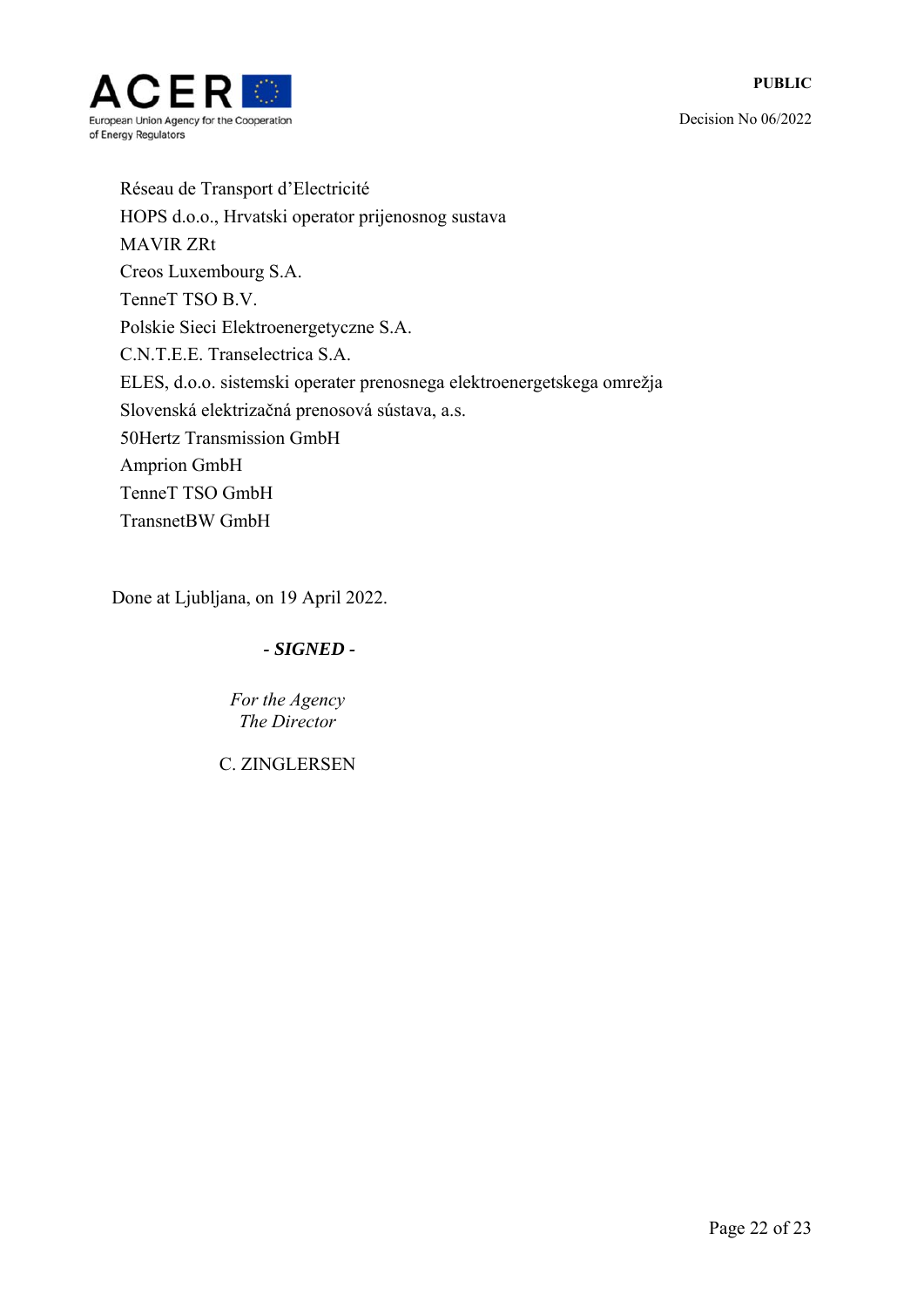Réseau de Transport d'Electricité
HOPS d.o.o., Hrvatski operator prijenosnog sustava
MAVIR ZRt
Creos Luxembourg S.A.
TenneT TSO B.V.
Polskie Sieci Elektroenergetyczne S.A.
C.N.T.E.E. Transelectrica S.A.
ELES, d.o.o. sistemski operater prenosnega elektroenergetskega omrežja
Slovenská elektrizačná prenosová sústava, a.s.
50Hertz Transmission GmbH
Amprion GmbH
TenneT TSO GmbH
TransnetBW GmbH

Done at Ljubljana, on 19 April 2022.

***- SIGNED -***

*For the Agency*
*The Director*

C. ZINGLERSEN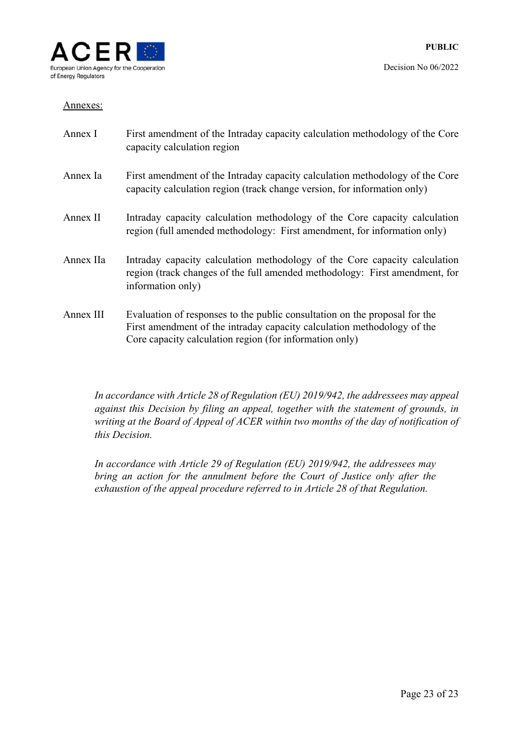Annexes:

| | |
|---|---|
| Annex I | First amendment of the Intraday capacity calculation methodology of the Core capacity calculation region |
| Annex Ia | First amendment of the Intraday capacity calculation methodology of the Core capacity calculation region (track change version, for information only) |
| Annex II | Intraday capacity calculation methodology of the Core capacity calculation region (full amended methodology: First amendment, for information only) |
| Annex IIa | Intraday capacity calculation methodology of the Core capacity calculation region (track changes of the full amended methodology: First amendment, for information only) |
| Annex III | Evaluation of responses to the public consultation on the proposal for the First amendment of the intraday capacity calculation methodology of the Core capacity calculation region (for information only) |

*In accordance with Article 28 of Regulation (EU) 2019/942, the addressees may appeal against this Decision by filing an appeal, together with the statement of grounds, in writing at the Board of Appeal of ACER within two months of the day of notification of this Decision.*

*In accordance with Article 29 of Regulation (EU) 2019/942, the addressees may bring an action for the annulment before the Court of Justice only after the exhaustion of the appeal procedure referred to in Article 28 of that Regulation.*